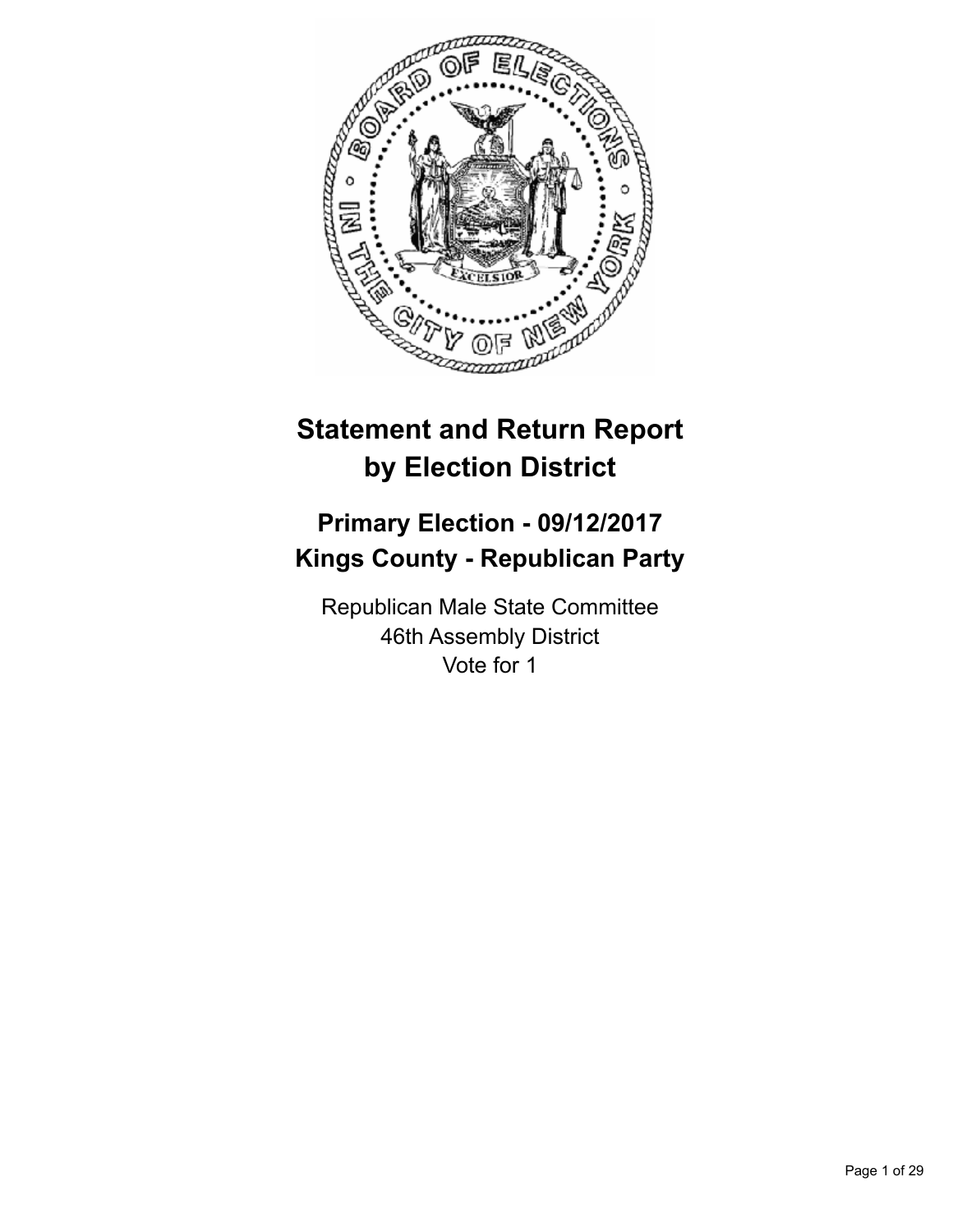# Statement and Return Report by Election District

## Primary Election - 09/12/2017
## Kings County - Republican Party

Republican Male State Committee
46th Assembly District
Vote for 1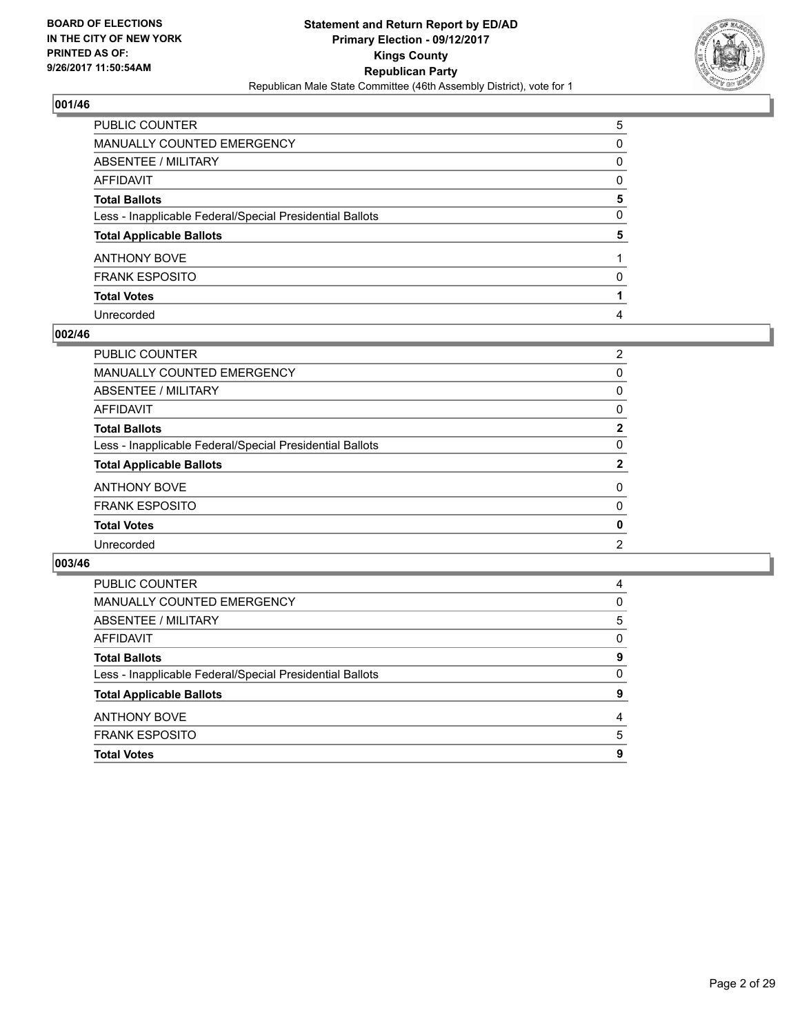**BOARD OF ELECTIONS IN THE CITY OF NEW YORK PRINTED AS OF: 9/26/2017 11:50:54AM**

**Statement and Return Report by ED/AD Primary Election - 09/12/2017 Kings County Republican Party**

Republican Male State Committee (46th Assembly District), vote for 1

### 001/46

| | |
|---|---|
| PUBLIC COUNTER | 5 |
| MANUALLY COUNTED EMERGENCY | 0 |
| ABSENTEE / MILITARY | 0 |
| AFFIDAVIT | 0 |
| **Total Ballots** | **5** |
| Less - Inapplicable Federal/Special Presidential Ballots | 0 |
| **Total Applicable Ballots** | **5** |
| ANTHONY BOVE | 1 |
| FRANK ESPOSITO | 0 |
| **Total Votes** | **1** |
| Unrecorded | 4 |

### 002/46

| | |
|---|---|
| PUBLIC COUNTER | 2 |
| MANUALLY COUNTED EMERGENCY | 0 |
| ABSENTEE / MILITARY | 0 |
| AFFIDAVIT | 0 |
| **Total Ballots** | **2** |
| Less - Inapplicable Federal/Special Presidential Ballots | 0 |
| **Total Applicable Ballots** | **2** |
| ANTHONY BOVE | 0 |
| FRANK ESPOSITO | 0 |
| **Total Votes** | **0** |
| Unrecorded | 2 |

### 003/46

| | |
|---|---|
| PUBLIC COUNTER | 4 |
| MANUALLY COUNTED EMERGENCY | 0 |
| ABSENTEE / MILITARY | 5 |
| AFFIDAVIT | 0 |
| **Total Ballots** | **9** |
| Less - Inapplicable Federal/Special Presidential Ballots | 0 |
| **Total Applicable Ballots** | **9** |
| ANTHONY BOVE | 4 |
| FRANK ESPOSITO | 5 |
| **Total Votes** | **9** |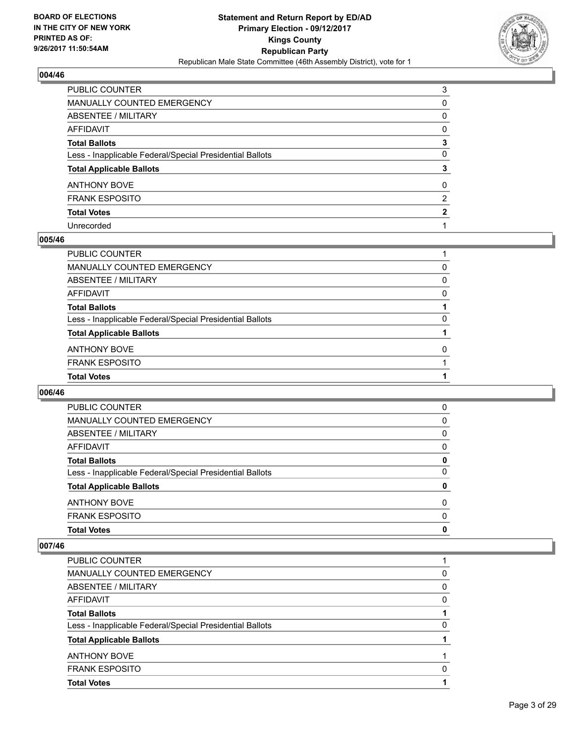## 004/46

| | |
|---|---|
| PUBLIC COUNTER | 3 |
| MANUALLY COUNTED EMERGENCY | 0 |
| ABSENTEE / MILITARY | 0 |
| AFFIDAVIT | 0 |
| **Total Ballots** | **3** |
| Less - Inapplicable Federal/Special Presidential Ballots | 0 |
| **Total Applicable Ballots** | **3** |
| ANTHONY BOVE | 0 |
| FRANK ESPOSITO | 2 |
| **Total Votes** | **2** |
| Unrecorded | 1 |

## 005/46

| | |
|---|---|
| PUBLIC COUNTER | 1 |
| MANUALLY COUNTED EMERGENCY | 0 |
| ABSENTEE / MILITARY | 0 |
| AFFIDAVIT | 0 |
| **Total Ballots** | **1** |
| Less - Inapplicable Federal/Special Presidential Ballots | 0 |
| **Total Applicable Ballots** | **1** |
| ANTHONY BOVE | 0 |
| FRANK ESPOSITO | 1 |
| **Total Votes** | **1** |

## 006/46

| | |
|---|---|
| PUBLIC COUNTER | 0 |
| MANUALLY COUNTED EMERGENCY | 0 |
| ABSENTEE / MILITARY | 0 |
| AFFIDAVIT | 0 |
| **Total Ballots** | **0** |
| Less - Inapplicable Federal/Special Presidential Ballots | 0 |
| **Total Applicable Ballots** | **0** |
| ANTHONY BOVE | 0 |
| FRANK ESPOSITO | 0 |
| **Total Votes** | **0** |

## 007/46

| | |
|---|---|
| PUBLIC COUNTER | 1 |
| MANUALLY COUNTED EMERGENCY | 0 |
| ABSENTEE / MILITARY | 0 |
| AFFIDAVIT | 0 |
| **Total Ballots** | **1** |
| Less - Inapplicable Federal/Special Presidential Ballots | 0 |
| **Total Applicable Ballots** | **1** |
| ANTHONY BOVE | 1 |
| FRANK ESPOSITO | 0 |
| **Total Votes** | **1** |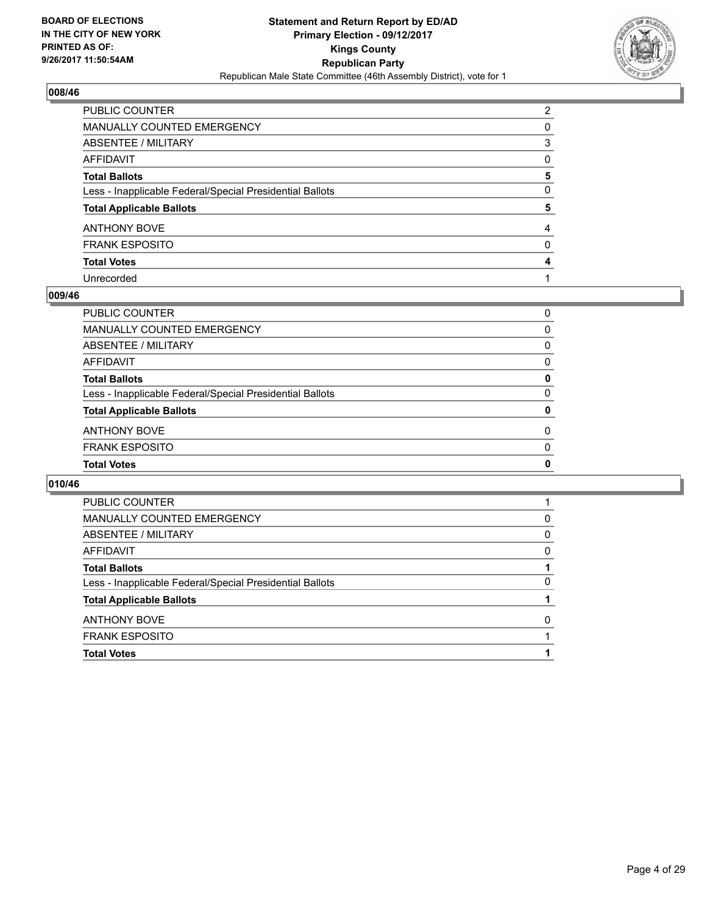**BOARD OF ELECTIONS IN THE CITY OF NEW YORK PRINTED AS OF: 9/26/2017 11:50:54AM**

**Statement and Return Report by ED/AD**
**Primary Election - 09/12/2017**
**Kings County**
**Republican Party**
Republican Male State Committee (46th Assembly District), vote for 1

## 008/46

| | |
|---|---|
| PUBLIC COUNTER | 2 |
| MANUALLY COUNTED EMERGENCY | 0 |
| ABSENTEE / MILITARY | 3 |
| AFFIDAVIT | 0 |
| **Total Ballots** | **5** |
| Less - Inapplicable Federal/Special Presidential Ballots | 0 |
| **Total Applicable Ballots** | **5** |
| ANTHONY BOVE | 4 |
| FRANK ESPOSITO | 0 |
| **Total Votes** | **4** |
| Unrecorded | 1 |

## 009/46

| | |
|---|---|
| PUBLIC COUNTER | 0 |
| MANUALLY COUNTED EMERGENCY | 0 |
| ABSENTEE / MILITARY | 0 |
| AFFIDAVIT | 0 |
| **Total Ballots** | **0** |
| Less - Inapplicable Federal/Special Presidential Ballots | 0 |
| **Total Applicable Ballots** | **0** |
| ANTHONY BOVE | 0 |
| FRANK ESPOSITO | 0 |
| **Total Votes** | **0** |

## 010/46

| | |
|---|---|
| PUBLIC COUNTER | 1 |
| MANUALLY COUNTED EMERGENCY | 0 |
| ABSENTEE / MILITARY | 0 |
| AFFIDAVIT | 0 |
| **Total Ballots** | **1** |
| Less - Inapplicable Federal/Special Presidential Ballots | 0 |
| **Total Applicable Ballots** | **1** |
| ANTHONY BOVE | 0 |
| FRANK ESPOSITO | 1 |
| **Total Votes** | **1** |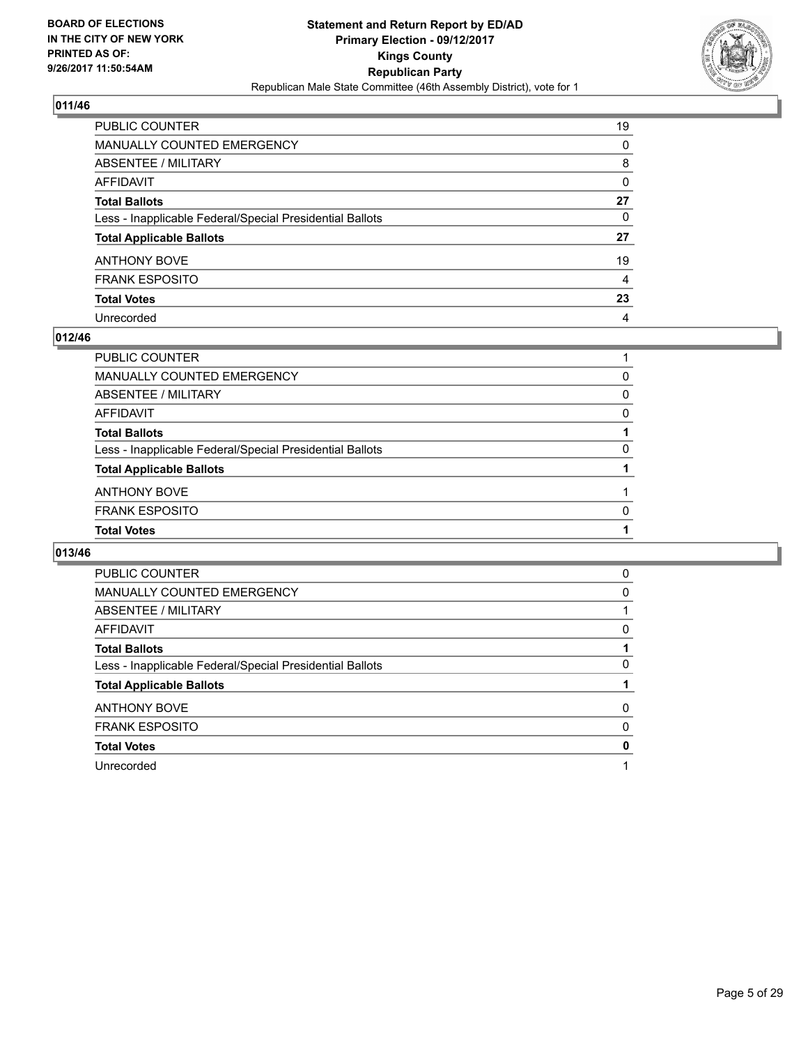**BOARD OF ELECTIONS IN THE CITY OF NEW YORK PRINTED AS OF: 9/26/2017 11:50:54AM**

**Statement and Return Report by ED/AD**
**Primary Election - 09/12/2017**
**Kings County**
**Republican Party**
Republican Male State Committee (46th Assembly District), vote for 1

## 011/46

| | |
|---|---|
| PUBLIC COUNTER | 19 |
| MANUALLY COUNTED EMERGENCY | 0 |
| ABSENTEE / MILITARY | 8 |
| AFFIDAVIT | 0 |
| **Total Ballots** | **27** |
| Less - Inapplicable Federal/Special Presidential Ballots | 0 |
| **Total Applicable Ballots** | **27** |
| ANTHONY BOVE | 19 |
| FRANK ESPOSITO | 4 |
| **Total Votes** | **23** |
| Unrecorded | 4 |

## 012/46

| | |
|---|---|
| PUBLIC COUNTER | 1 |
| MANUALLY COUNTED EMERGENCY | 0 |
| ABSENTEE / MILITARY | 0 |
| AFFIDAVIT | 0 |
| **Total Ballots** | **1** |
| Less - Inapplicable Federal/Special Presidential Ballots | 0 |
| **Total Applicable Ballots** | **1** |
| ANTHONY BOVE | 1 |
| FRANK ESPOSITO | 0 |
| **Total Votes** | **1** |

## 013/46

| | |
|---|---|
| PUBLIC COUNTER | 0 |
| MANUALLY COUNTED EMERGENCY | 0 |
| ABSENTEE / MILITARY | 1 |
| AFFIDAVIT | 0 |
| **Total Ballots** | **1** |
| Less - Inapplicable Federal/Special Presidential Ballots | 0 |
| **Total Applicable Ballots** | **1** |
| ANTHONY BOVE | 0 |
| FRANK ESPOSITO | 0 |
| **Total Votes** | **0** |
| Unrecorded | 1 |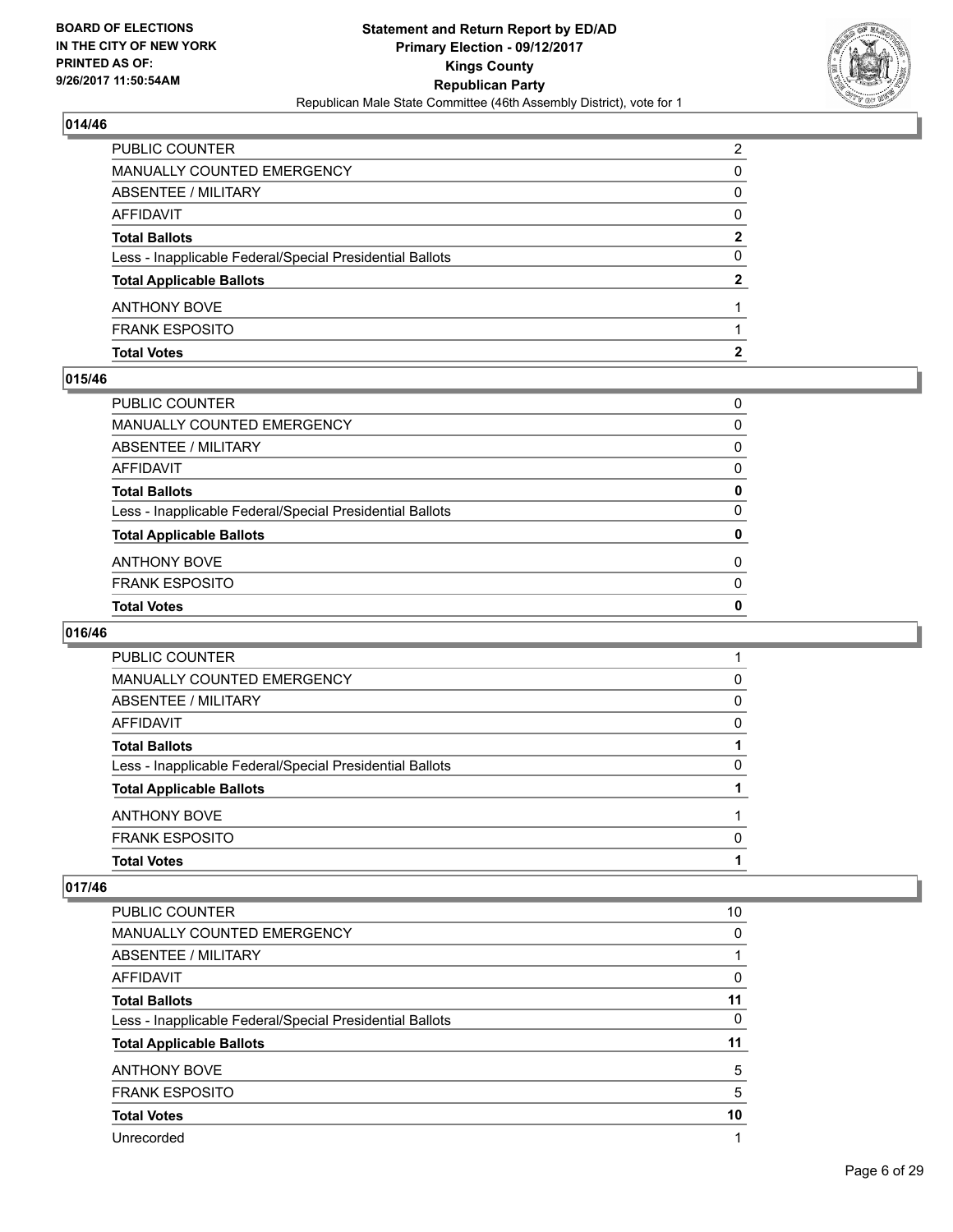**BOARD OF ELECTIONS IN THE CITY OF NEW YORK PRINTED AS OF: 9/26/2017 11:50:54AM**

**Statement and Return Report by ED/AD**
**Primary Election - 09/12/2017**
**Kings County**
**Republican Party**
Republican Male State Committee (46th Assembly District), vote for 1

### 014/46

| | |
|---|---|
| PUBLIC COUNTER | 2 |
| MANUALLY COUNTED EMERGENCY | 0 |
| ABSENTEE / MILITARY | 0 |
| AFFIDAVIT | 0 |
| **Total Ballots** | **2** |
| Less - Inapplicable Federal/Special Presidential Ballots | 0 |
| **Total Applicable Ballots** | **2** |
| ANTHONY BOVE | 1 |
| FRANK ESPOSITO | 1 |
| **Total Votes** | **2** |

### 015/46

| | |
|---|---|
| PUBLIC COUNTER | 0 |
| MANUALLY COUNTED EMERGENCY | 0 |
| ABSENTEE / MILITARY | 0 |
| AFFIDAVIT | 0 |
| **Total Ballots** | **0** |
| Less - Inapplicable Federal/Special Presidential Ballots | 0 |
| **Total Applicable Ballots** | **0** |
| ANTHONY BOVE | 0 |
| FRANK ESPOSITO | 0 |
| **Total Votes** | **0** |

### 016/46

| | |
|---|---|
| PUBLIC COUNTER | 1 |
| MANUALLY COUNTED EMERGENCY | 0 |
| ABSENTEE / MILITARY | 0 |
| AFFIDAVIT | 0 |
| **Total Ballots** | **1** |
| Less - Inapplicable Federal/Special Presidential Ballots | 0 |
| **Total Applicable Ballots** | **1** |
| ANTHONY BOVE | 1 |
| FRANK ESPOSITO | 0 |
| **Total Votes** | **1** |

### 017/46

| | |
|---|---|
| PUBLIC COUNTER | 10 |
| MANUALLY COUNTED EMERGENCY | 0 |
| ABSENTEE / MILITARY | 1 |
| AFFIDAVIT | 0 |
| **Total Ballots** | **11** |
| Less - Inapplicable Federal/Special Presidential Ballots | 0 |
| **Total Applicable Ballots** | **11** |
| ANTHONY BOVE | 5 |
| FRANK ESPOSITO | 5 |
| **Total Votes** | **10** |
| Unrecorded | 1 |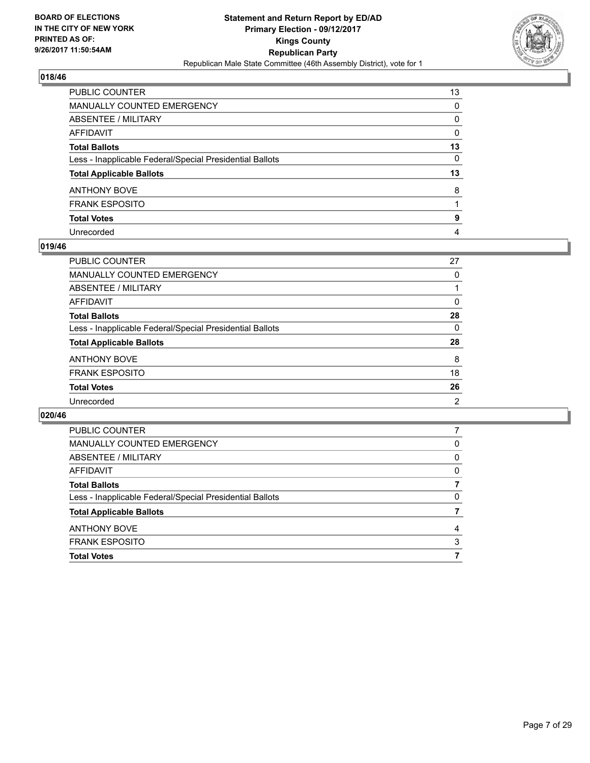**BOARD OF ELECTIONS IN THE CITY OF NEW YORK PRINTED AS OF: 9/26/2017 11:50:54AM**

**Statement and Return Report by ED/AD**
**Primary Election - 09/12/2017**
**Kings County**
**Republican Party**
Republican Male State Committee (46th Assembly District), vote for 1

## 018/46

| | |
|---|---|
| PUBLIC COUNTER | 13 |
| MANUALLY COUNTED EMERGENCY | 0 |
| ABSENTEE / MILITARY | 0 |
| AFFIDAVIT | 0 |
| **Total Ballots** | **13** |
| Less - Inapplicable Federal/Special Presidential Ballots | 0 |
| **Total Applicable Ballots** | **13** |
| ANTHONY BOVE | 8 |
| FRANK ESPOSITO | 1 |
| **Total Votes** | **9** |
| Unrecorded | 4 |

## 019/46

| | |
|---|---|
| PUBLIC COUNTER | 27 |
| MANUALLY COUNTED EMERGENCY | 0 |
| ABSENTEE / MILITARY | 1 |
| AFFIDAVIT | 0 |
| **Total Ballots** | **28** |
| Less - Inapplicable Federal/Special Presidential Ballots | 0 |
| **Total Applicable Ballots** | **28** |
| ANTHONY BOVE | 8 |
| FRANK ESPOSITO | 18 |
| **Total Votes** | **26** |
| Unrecorded | 2 |

## 020/46

| | |
|---|---|
| PUBLIC COUNTER | 7 |
| MANUALLY COUNTED EMERGENCY | 0 |
| ABSENTEE / MILITARY | 0 |
| AFFIDAVIT | 0 |
| **Total Ballots** | **7** |
| Less - Inapplicable Federal/Special Presidential Ballots | 0 |
| **Total Applicable Ballots** | **7** |
| ANTHONY BOVE | 4 |
| FRANK ESPOSITO | 3 |
| **Total Votes** | **7** |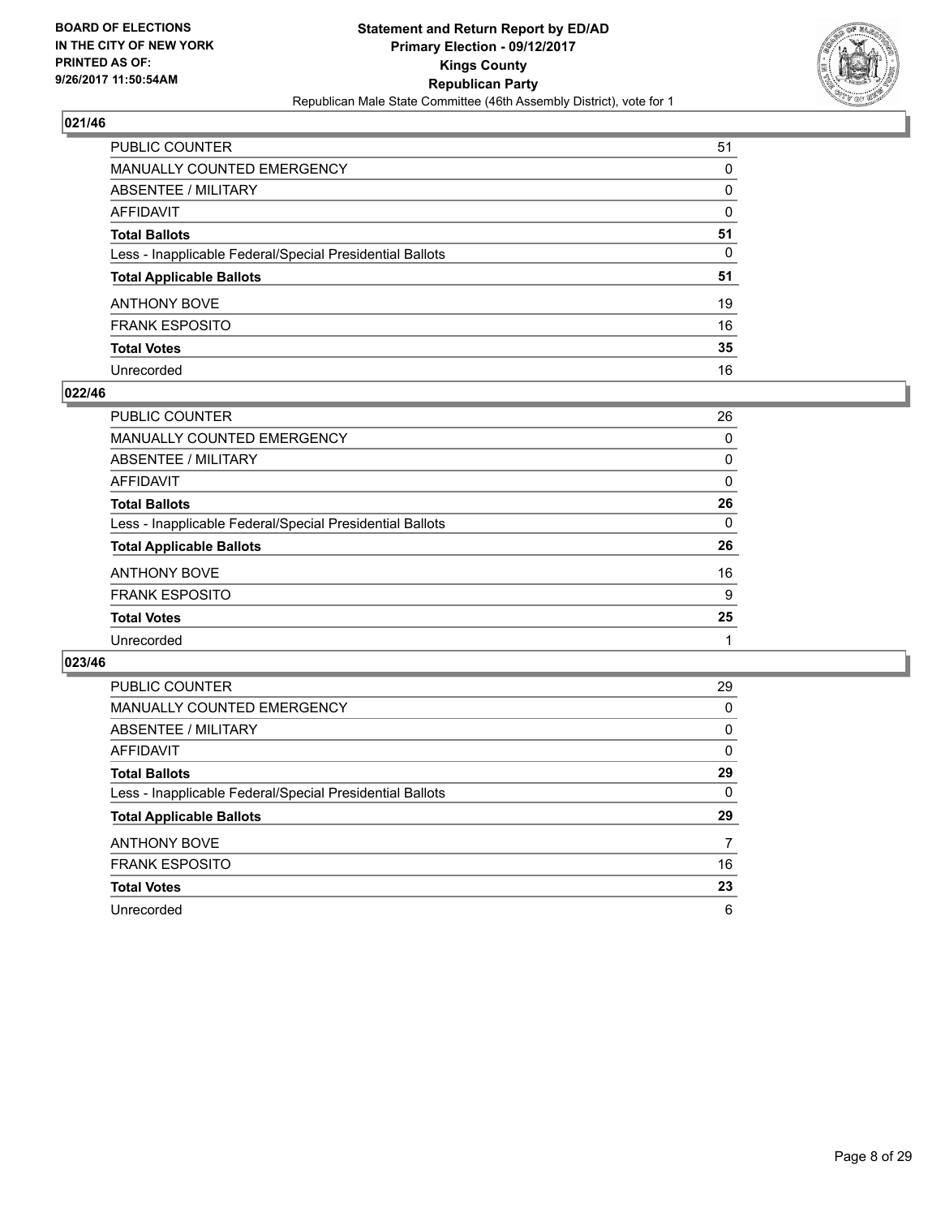**BOARD OF ELECTIONS IN THE CITY OF NEW YORK PRINTED AS OF: 9/26/2017 11:50:54AM**

**Statement and Return Report by ED/AD**
**Primary Election - 09/12/2017**
**Kings County**
**Republican Party**
Republican Male State Committee (46th Assembly District), vote for 1

## 021/46

| | |
|---|---|
| PUBLIC COUNTER | 51 |
| MANUALLY COUNTED EMERGENCY | 0 |
| ABSENTEE / MILITARY | 0 |
| AFFIDAVIT | 0 |
| **Total Ballots** | **51** |
| Less - Inapplicable Federal/Special Presidential Ballots | 0 |
| **Total Applicable Ballots** | **51** |
| ANTHONY BOVE | 19 |
| FRANK ESPOSITO | 16 |
| **Total Votes** | **35** |
| Unrecorded | 16 |

## 022/46

| | |
|---|---|
| PUBLIC COUNTER | 26 |
| MANUALLY COUNTED EMERGENCY | 0 |
| ABSENTEE / MILITARY | 0 |
| AFFIDAVIT | 0 |
| **Total Ballots** | **26** |
| Less - Inapplicable Federal/Special Presidential Ballots | 0 |
| **Total Applicable Ballots** | **26** |
| ANTHONY BOVE | 16 |
| FRANK ESPOSITO | 9 |
| **Total Votes** | **25** |
| Unrecorded | 1 |

## 023/46

| | |
|---|---|
| PUBLIC COUNTER | 29 |
| MANUALLY COUNTED EMERGENCY | 0 |
| ABSENTEE / MILITARY | 0 |
| AFFIDAVIT | 0 |
| **Total Ballots** | **29** |
| Less - Inapplicable Federal/Special Presidential Ballots | 0 |
| **Total Applicable Ballots** | **29** |
| ANTHONY BOVE | 7 |
| FRANK ESPOSITO | 16 |
| **Total Votes** | **23** |
| Unrecorded | 6 |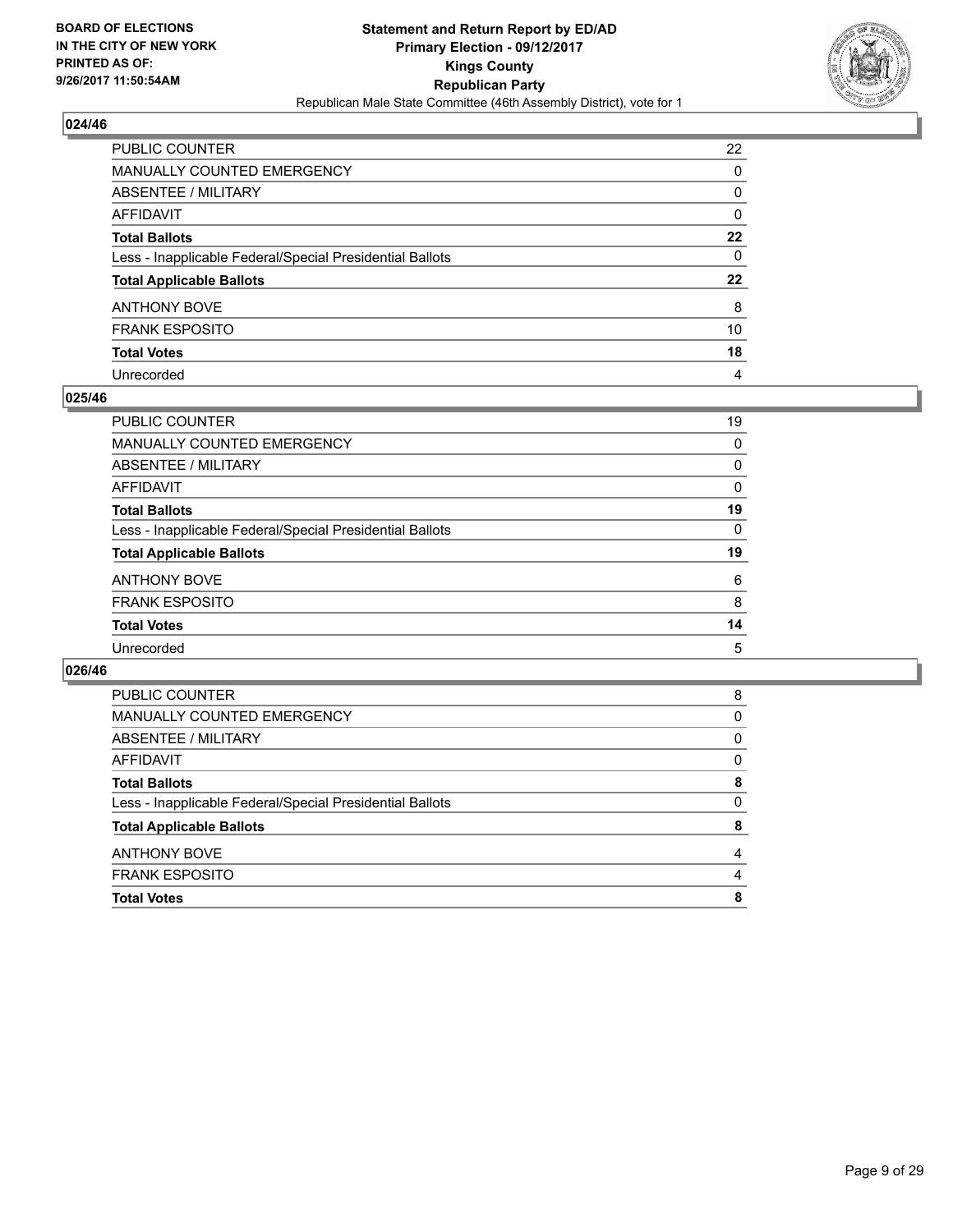## 024/46

| | |
|---|---|
| PUBLIC COUNTER | 22 |
| MANUALLY COUNTED EMERGENCY | 0 |
| ABSENTEE / MILITARY | 0 |
| AFFIDAVIT | 0 |
| **Total Ballots** | **22** |
| Less - Inapplicable Federal/Special Presidential Ballots | 0 |
| **Total Applicable Ballots** | **22** |
| ANTHONY BOVE | 8 |
| FRANK ESPOSITO | 10 |
| **Total Votes** | **18** |
| Unrecorded | 4 |

## 025/46

| | |
|---|---|
| PUBLIC COUNTER | 19 |
| MANUALLY COUNTED EMERGENCY | 0 |
| ABSENTEE / MILITARY | 0 |
| AFFIDAVIT | 0 |
| **Total Ballots** | **19** |
| Less - Inapplicable Federal/Special Presidential Ballots | 0 |
| **Total Applicable Ballots** | **19** |
| ANTHONY BOVE | 6 |
| FRANK ESPOSITO | 8 |
| **Total Votes** | **14** |
| Unrecorded | 5 |

## 026/46

| | |
|---|---|
| PUBLIC COUNTER | 8 |
| MANUALLY COUNTED EMERGENCY | 0 |
| ABSENTEE / MILITARY | 0 |
| AFFIDAVIT | 0 |
| **Total Ballots** | **8** |
| Less - Inapplicable Federal/Special Presidential Ballots | 0 |
| **Total Applicable Ballots** | **8** |
| ANTHONY BOVE | 4 |
| FRANK ESPOSITO | 4 |
| **Total Votes** | **8** |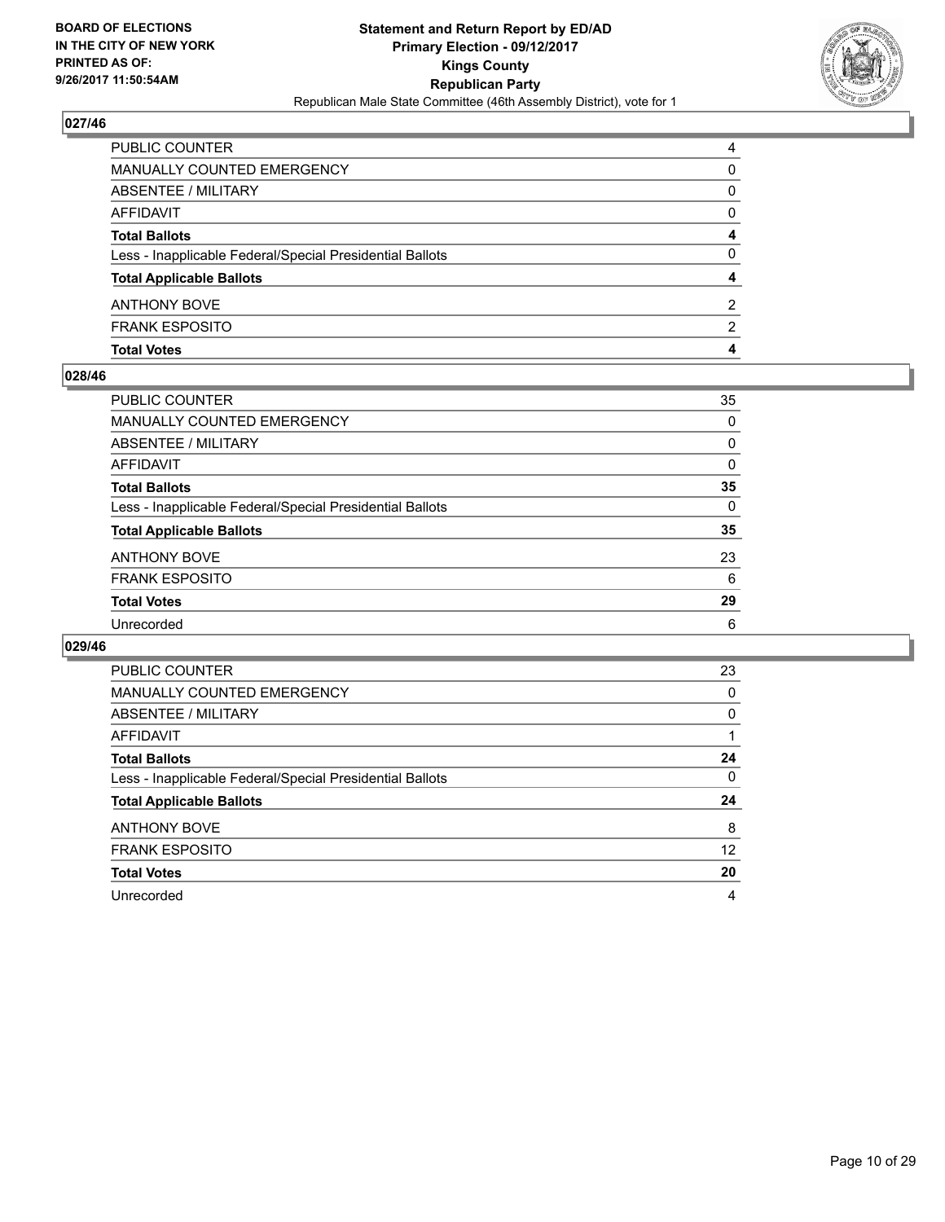BOARD OF ELECTIONS
IN THE CITY OF NEW YORK
PRINTED AS OF:
9/26/2017 11:50:54AM

**Statement and Return Report by ED/AD**
**Primary Election - 09/12/2017**
**Kings County**
**Republican Party**
Republican Male State Committee (46th Assembly District), vote for 1

### 027/46

| | |
|---|---|
| PUBLIC COUNTER | 4 |
| MANUALLY COUNTED EMERGENCY | 0 |
| ABSENTEE / MILITARY | 0 |
| AFFIDAVIT | 0 |
| **Total Ballots** | **4** |
| Less - Inapplicable Federal/Special Presidential Ballots | 0 |
| **Total Applicable Ballots** | **4** |
| ANTHONY BOVE | 2 |
| FRANK ESPOSITO | 2 |
| **Total Votes** | **4** |

### 028/46

| | |
|---|---|
| PUBLIC COUNTER | 35 |
| MANUALLY COUNTED EMERGENCY | 0 |
| ABSENTEE / MILITARY | 0 |
| AFFIDAVIT | 0 |
| **Total Ballots** | **35** |
| Less - Inapplicable Federal/Special Presidential Ballots | 0 |
| **Total Applicable Ballots** | **35** |
| ANTHONY BOVE | 23 |
| FRANK ESPOSITO | 6 |
| **Total Votes** | **29** |
| Unrecorded | 6 |

### 029/46

| | |
|---|---|
| PUBLIC COUNTER | 23 |
| MANUALLY COUNTED EMERGENCY | 0 |
| ABSENTEE / MILITARY | 0 |
| AFFIDAVIT | 1 |
| **Total Ballots** | **24** |
| Less - Inapplicable Federal/Special Presidential Ballots | 0 |
| **Total Applicable Ballots** | **24** |
| ANTHONY BOVE | 8 |
| FRANK ESPOSITO | 12 |
| **Total Votes** | **20** |
| Unrecorded | 4 |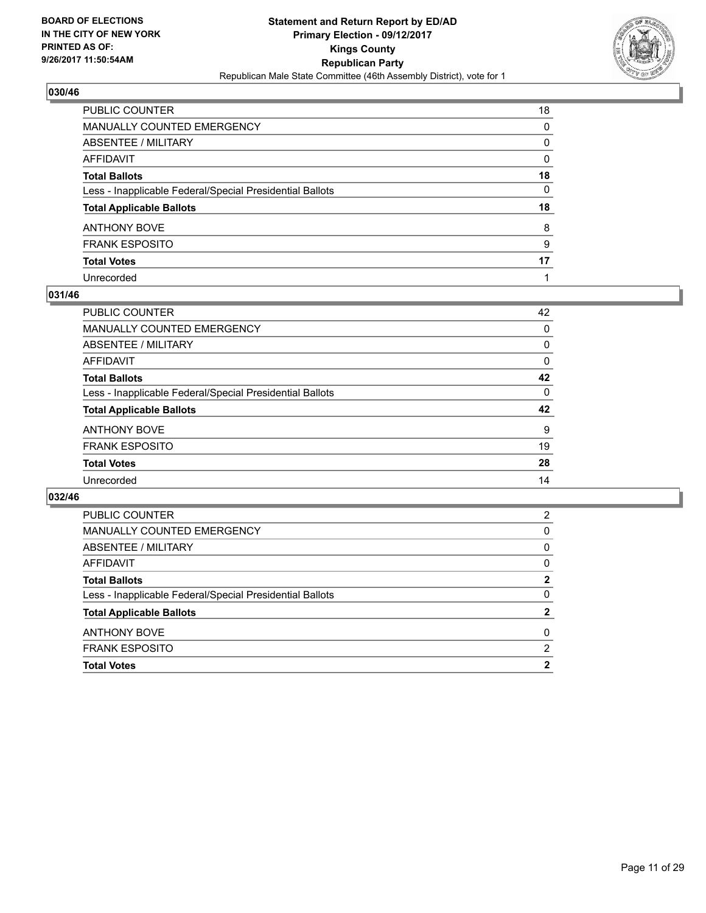**BOARD OF ELECTIONS**
**IN THE CITY OF NEW YORK**
**PRINTED AS OF:**
**9/26/2017 11:50:54AM**

**Statement and Return Report by ED/AD**
**Primary Election - 09/12/2017**
**Kings County**
**Republican Party**
Republican Male State Committee (46th Assembly District), vote for 1

### 030/46

| | |
|---|---|
| PUBLIC COUNTER | 18 |
| MANUALLY COUNTED EMERGENCY | 0 |
| ABSENTEE / MILITARY | 0 |
| AFFIDAVIT | 0 |
| **Total Ballots** | **18** |
| Less - Inapplicable Federal/Special Presidential Ballots | 0 |
| **Total Applicable Ballots** | **18** |
| ANTHONY BOVE | 8 |
| FRANK ESPOSITO | 9 |
| **Total Votes** | **17** |
| Unrecorded | 1 |

### 031/46

| | |
|---|---|
| PUBLIC COUNTER | 42 |
| MANUALLY COUNTED EMERGENCY | 0 |
| ABSENTEE / MILITARY | 0 |
| AFFIDAVIT | 0 |
| **Total Ballots** | **42** |
| Less - Inapplicable Federal/Special Presidential Ballots | 0 |
| **Total Applicable Ballots** | **42** |
| ANTHONY BOVE | 9 |
| FRANK ESPOSITO | 19 |
| **Total Votes** | **28** |
| Unrecorded | 14 |

### 032/46

| | |
|---|---|
| PUBLIC COUNTER | 2 |
| MANUALLY COUNTED EMERGENCY | 0 |
| ABSENTEE / MILITARY | 0 |
| AFFIDAVIT | 0 |
| **Total Ballots** | **2** |
| Less - Inapplicable Federal/Special Presidential Ballots | 0 |
| **Total Applicable Ballots** | **2** |
| ANTHONY BOVE | 0 |
| FRANK ESPOSITO | 2 |
| **Total Votes** | **2** |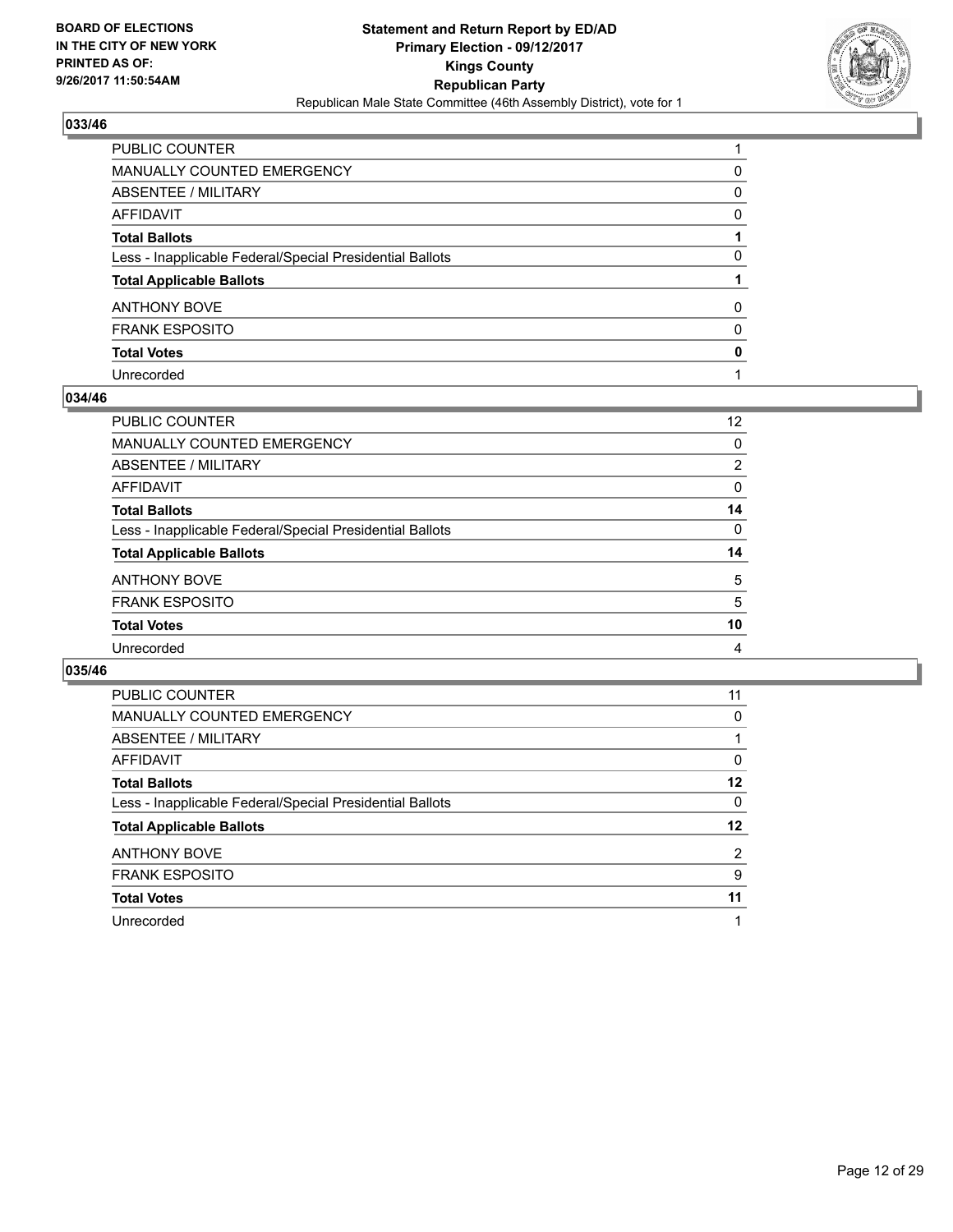**BOARD OF ELECTIONS IN THE CITY OF NEW YORK PRINTED AS OF: 9/26/2017 11:50:54AM**

**Statement and Return Report by ED/AD**
**Primary Election - 09/12/2017**
**Kings County**
**Republican Party**
Republican Male State Committee (46th Assembly District), vote for 1

### 033/46

| | |
|---|---|
| PUBLIC COUNTER | 1 |
| MANUALLY COUNTED EMERGENCY | 0 |
| ABSENTEE / MILITARY | 0 |
| AFFIDAVIT | 0 |
| **Total Ballots** | **1** |
| Less - Inapplicable Federal/Special Presidential Ballots | 0 |
| **Total Applicable Ballots** | **1** |
| ANTHONY BOVE | 0 |
| FRANK ESPOSITO | 0 |
| **Total Votes** | **0** |
| Unrecorded | 1 |

### 034/46

| | |
|---|---|
| PUBLIC COUNTER | 12 |
| MANUALLY COUNTED EMERGENCY | 0 |
| ABSENTEE / MILITARY | 2 |
| AFFIDAVIT | 0 |
| **Total Ballots** | **14** |
| Less - Inapplicable Federal/Special Presidential Ballots | 0 |
| **Total Applicable Ballots** | **14** |
| ANTHONY BOVE | 5 |
| FRANK ESPOSITO | 5 |
| **Total Votes** | **10** |
| Unrecorded | 4 |

### 035/46

| | |
|---|---|
| PUBLIC COUNTER | 11 |
| MANUALLY COUNTED EMERGENCY | 0 |
| ABSENTEE / MILITARY | 1 |
| AFFIDAVIT | 0 |
| **Total Ballots** | **12** |
| Less - Inapplicable Federal/Special Presidential Ballots | 0 |
| **Total Applicable Ballots** | **12** |
| ANTHONY BOVE | 2 |
| FRANK ESPOSITO | 9 |
| **Total Votes** | **11** |
| Unrecorded | 1 |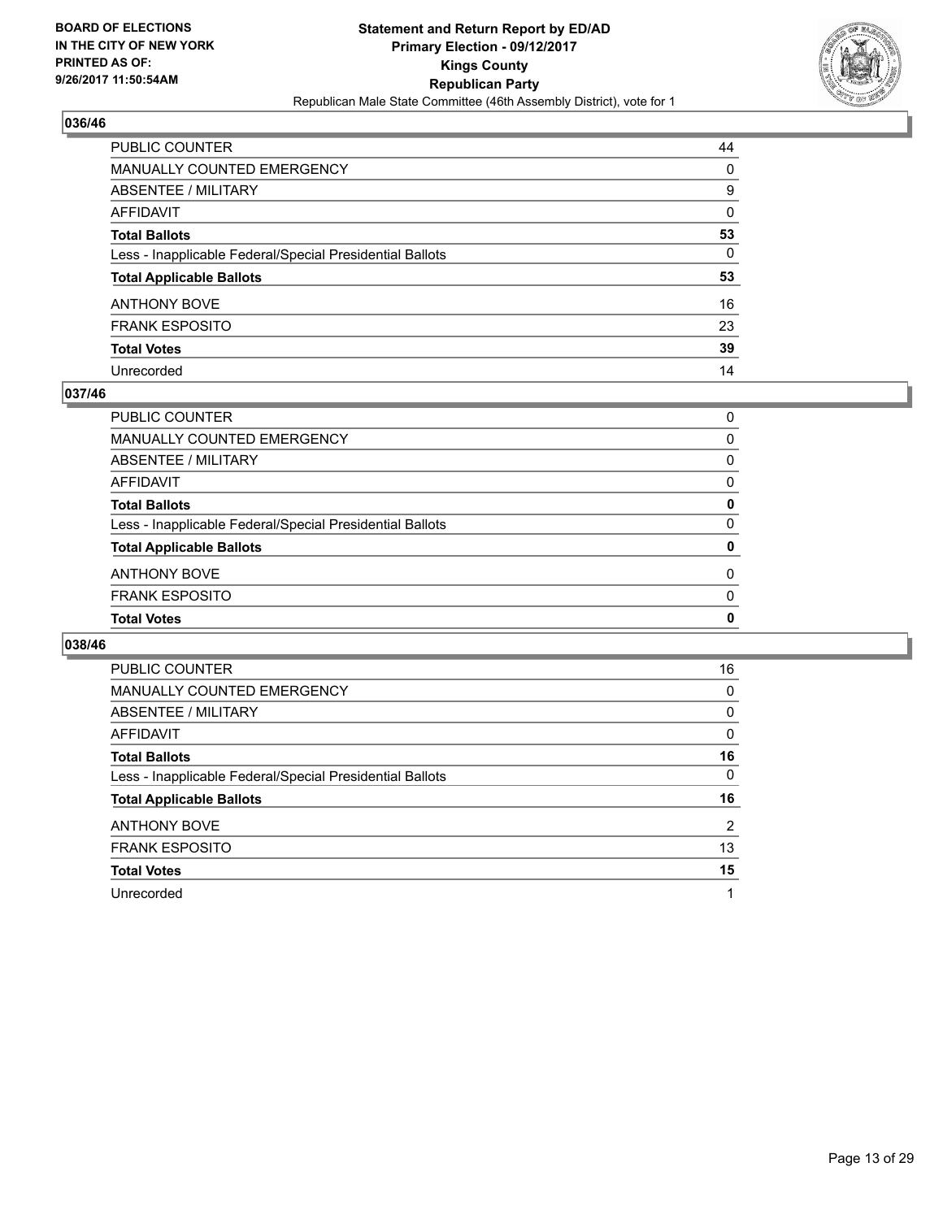**BOARD OF ELECTIONS IN THE CITY OF NEW YORK PRINTED AS OF: 9/26/2017 11:50:54AM**

**Statement and Return Report by ED/AD**
**Primary Election - 09/12/2017**
**Kings County**
**Republican Party**
Republican Male State Committee (46th Assembly District), vote for 1

## 036/46

| | |
|---|---|
| PUBLIC COUNTER | 44 |
| MANUALLY COUNTED EMERGENCY | 0 |
| ABSENTEE / MILITARY | 9 |
| AFFIDAVIT | 0 |
| **Total Ballots** | **53** |
| Less - Inapplicable Federal/Special Presidential Ballots | 0 |
| **Total Applicable Ballots** | **53** |
| ANTHONY BOVE | 16 |
| FRANK ESPOSITO | 23 |
| **Total Votes** | **39** |
| Unrecorded | 14 |

## 037/46

| | |
|---|---|
| PUBLIC COUNTER | 0 |
| MANUALLY COUNTED EMERGENCY | 0 |
| ABSENTEE / MILITARY | 0 |
| AFFIDAVIT | 0 |
| **Total Ballots** | **0** |
| Less - Inapplicable Federal/Special Presidential Ballots | 0 |
| **Total Applicable Ballots** | **0** |
| ANTHONY BOVE | 0 |
| FRANK ESPOSITO | 0 |
| **Total Votes** | **0** |

## 038/46

| | |
|---|---|
| PUBLIC COUNTER | 16 |
| MANUALLY COUNTED EMERGENCY | 0 |
| ABSENTEE / MILITARY | 0 |
| AFFIDAVIT | 0 |
| **Total Ballots** | **16** |
| Less - Inapplicable Federal/Special Presidential Ballots | 0 |
| **Total Applicable Ballots** | **16** |
| ANTHONY BOVE | 2 |
| FRANK ESPOSITO | 13 |
| **Total Votes** | **15** |
| Unrecorded | 1 |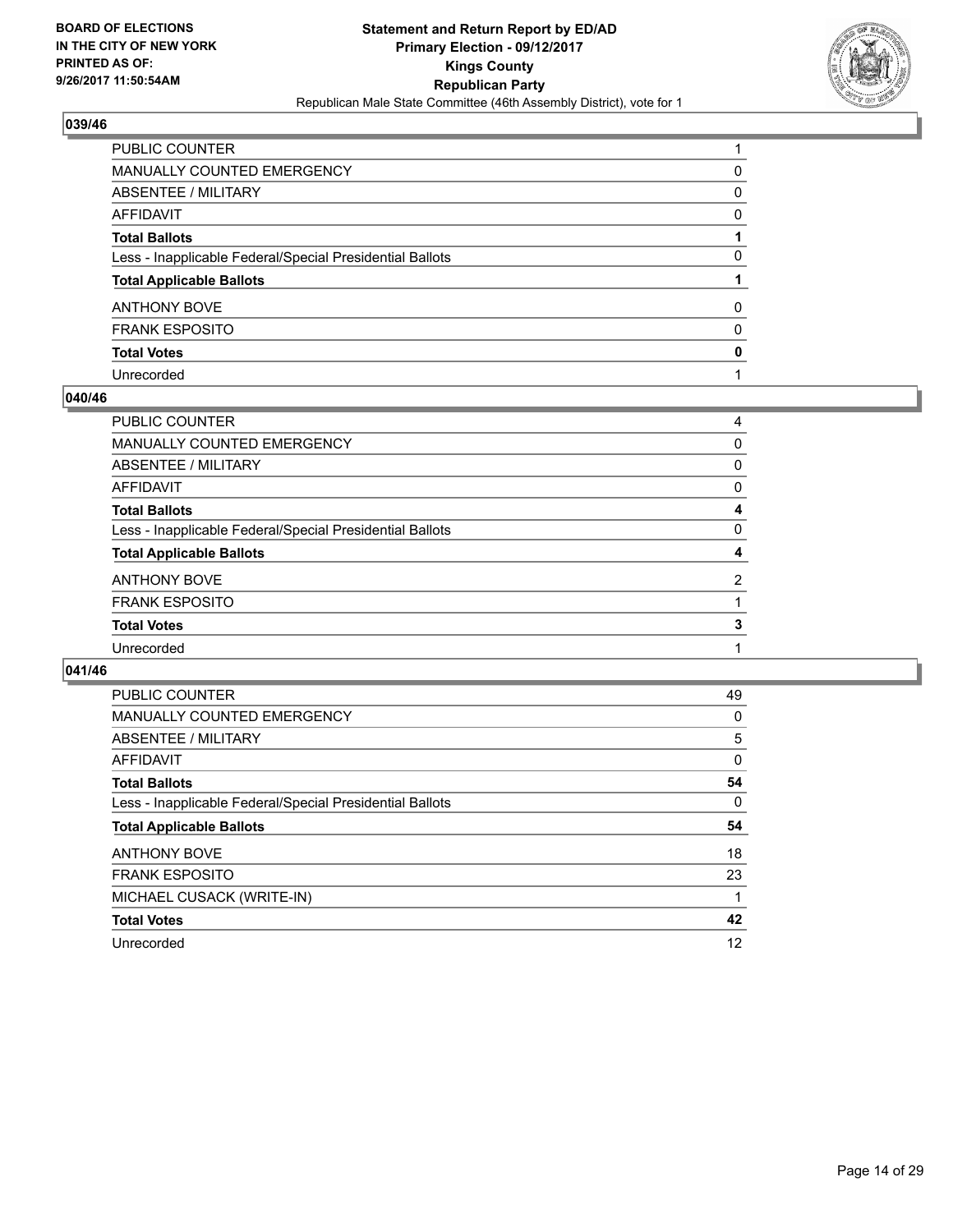**BOARD OF ELECTIONS IN THE CITY OF NEW YORK PRINTED AS OF: 9/26/2017 11:50:54AM**

**Statement and Return Report by ED/AD Primary Election - 09/12/2017 Kings County Republican Party**

Republican Male State Committee (46th Assembly District), vote for 1

## 039/46

| | |
|---|---|
| PUBLIC COUNTER | 1 |
| MANUALLY COUNTED EMERGENCY | 0 |
| ABSENTEE / MILITARY | 0 |
| AFFIDAVIT | 0 |
| **Total Ballots** | **1** |
| Less - Inapplicable Federal/Special Presidential Ballots | 0 |
| **Total Applicable Ballots** | **1** |
| ANTHONY BOVE | 0 |
| FRANK ESPOSITO | 0 |
| **Total Votes** | **0** |
| Unrecorded | 1 |

## 040/46

| | |
|---|---|
| PUBLIC COUNTER | 4 |
| MANUALLY COUNTED EMERGENCY | 0 |
| ABSENTEE / MILITARY | 0 |
| AFFIDAVIT | 0 |
| **Total Ballots** | **4** |
| Less - Inapplicable Federal/Special Presidential Ballots | 0 |
| **Total Applicable Ballots** | **4** |
| ANTHONY BOVE | 2 |
| FRANK ESPOSITO | 1 |
| **Total Votes** | **3** |
| Unrecorded | 1 |

## 041/46

| | |
|---|---|
| PUBLIC COUNTER | 49 |
| MANUALLY COUNTED EMERGENCY | 0 |
| ABSENTEE / MILITARY | 5 |
| AFFIDAVIT | 0 |
| **Total Ballots** | **54** |
| Less - Inapplicable Federal/Special Presidential Ballots | 0 |
| **Total Applicable Ballots** | **54** |
| ANTHONY BOVE | 18 |
| FRANK ESPOSITO | 23 |
| MICHAEL CUSACK (WRITE-IN) | 1 |
| **Total Votes** | **42** |
| Unrecorded | 12 |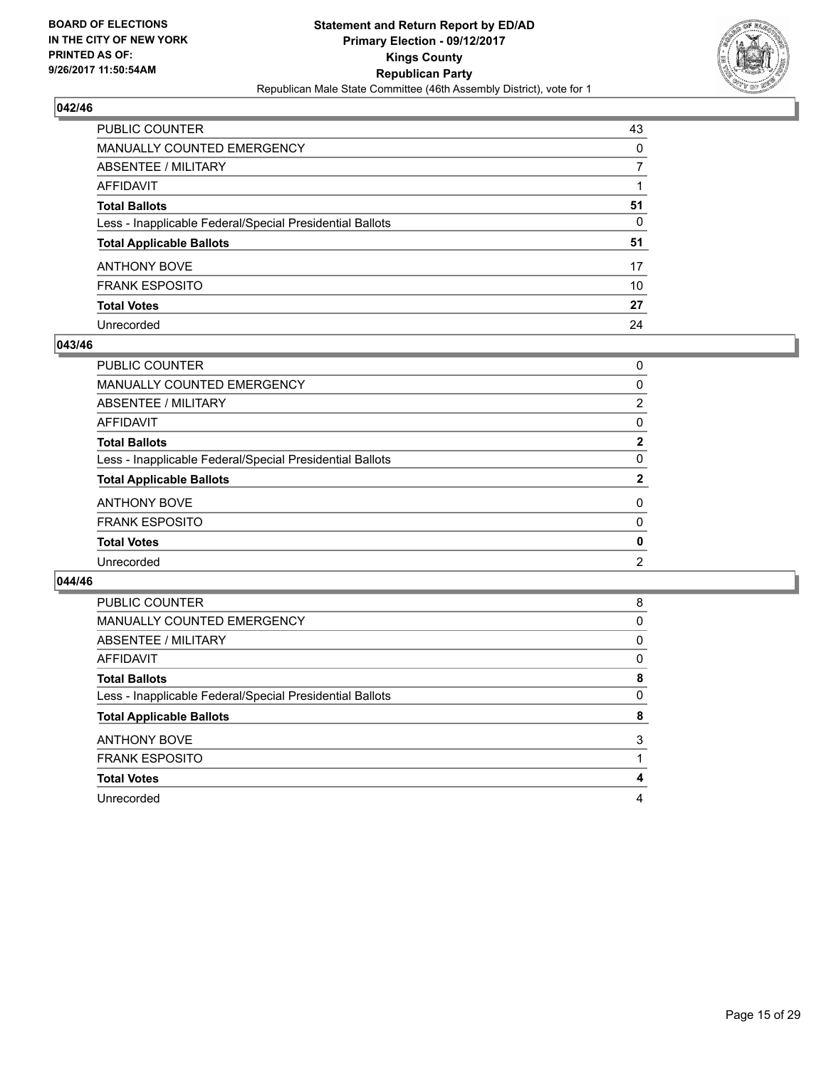BOARD OF ELECTIONS
IN THE CITY OF NEW YORK
PRINTED AS OF:
9/26/2017 11:50:54AM

**Statement and Return Report by ED/AD**
**Primary Election - 09/12/2017**
**Kings County**
**Republican Party**
Republican Male State Committee (46th Assembly District), vote for 1

### 042/46

| | |
|---|---|
| PUBLIC COUNTER | 43 |
| MANUALLY COUNTED EMERGENCY | 0 |
| ABSENTEE / MILITARY | 7 |
| AFFIDAVIT | 1 |
| **Total Ballots** | **51** |
| Less - Inapplicable Federal/Special Presidential Ballots | 0 |
| **Total Applicable Ballots** | **51** |
| ANTHONY BOVE | 17 |
| FRANK ESPOSITO | 10 |
| **Total Votes** | **27** |
| Unrecorded | 24 |

### 043/46

| | |
|---|---|
| PUBLIC COUNTER | 0 |
| MANUALLY COUNTED EMERGENCY | 0 |
| ABSENTEE / MILITARY | 2 |
| AFFIDAVIT | 0 |
| **Total Ballots** | **2** |
| Less - Inapplicable Federal/Special Presidential Ballots | 0 |
| **Total Applicable Ballots** | **2** |
| ANTHONY BOVE | 0 |
| FRANK ESPOSITO | 0 |
| **Total Votes** | **0** |
| Unrecorded | 2 |

### 044/46

| | |
|---|---|
| PUBLIC COUNTER | 8 |
| MANUALLY COUNTED EMERGENCY | 0 |
| ABSENTEE / MILITARY | 0 |
| AFFIDAVIT | 0 |
| **Total Ballots** | **8** |
| Less - Inapplicable Federal/Special Presidential Ballots | 0 |
| **Total Applicable Ballots** | **8** |
| ANTHONY BOVE | 3 |
| FRANK ESPOSITO | 1 |
| **Total Votes** | **4** |
| Unrecorded | 4 |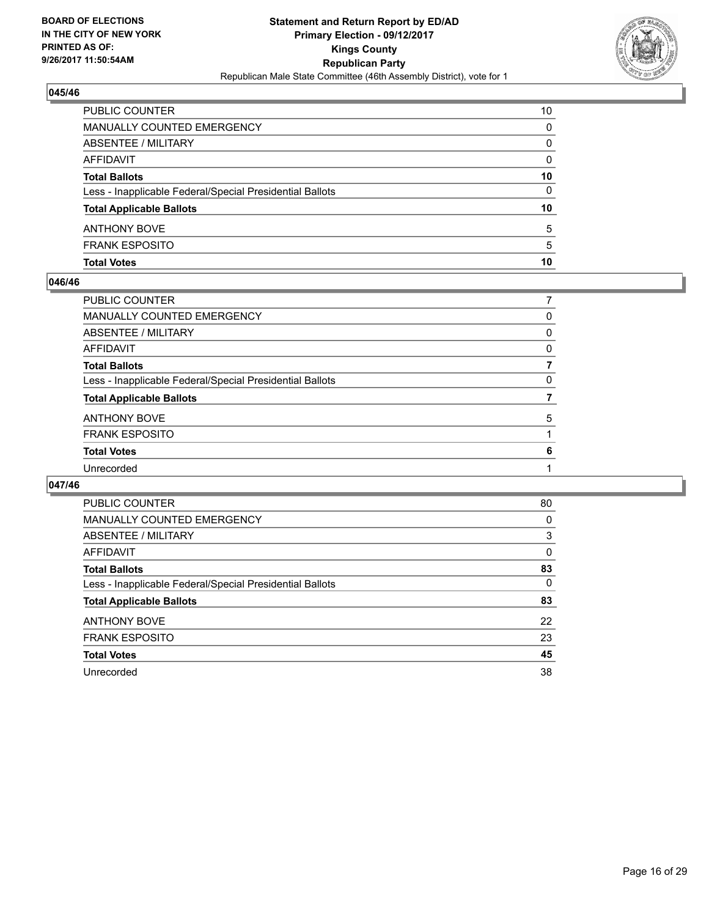**BOARD OF ELECTIONS IN THE CITY OF NEW YORK PRINTED AS OF: 9/26/2017 11:50:54AM**

**Statement and Return Report by ED/AD Primary Election - 09/12/2017 Kings County Republican Party**
Republican Male State Committee (46th Assembly District), vote for 1

### 045/46

| | |
|---|---|
| PUBLIC COUNTER | 10 |
| MANUALLY COUNTED EMERGENCY | 0 |
| ABSENTEE / MILITARY | 0 |
| AFFIDAVIT | 0 |
| **Total Ballots** | **10** |
| Less - Inapplicable Federal/Special Presidential Ballots | 0 |
| **Total Applicable Ballots** | **10** |
| ANTHONY BOVE | 5 |
| FRANK ESPOSITO | 5 |
| **Total Votes** | **10** |

### 046/46

| | |
|---|---|
| PUBLIC COUNTER | 7 |
| MANUALLY COUNTED EMERGENCY | 0 |
| ABSENTEE / MILITARY | 0 |
| AFFIDAVIT | 0 |
| **Total Ballots** | **7** |
| Less - Inapplicable Federal/Special Presidential Ballots | 0 |
| **Total Applicable Ballots** | **7** |
| ANTHONY BOVE | 5 |
| FRANK ESPOSITO | 1 |
| **Total Votes** | **6** |
| Unrecorded | 1 |

### 047/46

| | |
|---|---|
| PUBLIC COUNTER | 80 |
| MANUALLY COUNTED EMERGENCY | 0 |
| ABSENTEE / MILITARY | 3 |
| AFFIDAVIT | 0 |
| **Total Ballots** | **83** |
| Less - Inapplicable Federal/Special Presidential Ballots | 0 |
| **Total Applicable Ballots** | **83** |
| ANTHONY BOVE | 22 |
| FRANK ESPOSITO | 23 |
| **Total Votes** | **45** |
| Unrecorded | 38 |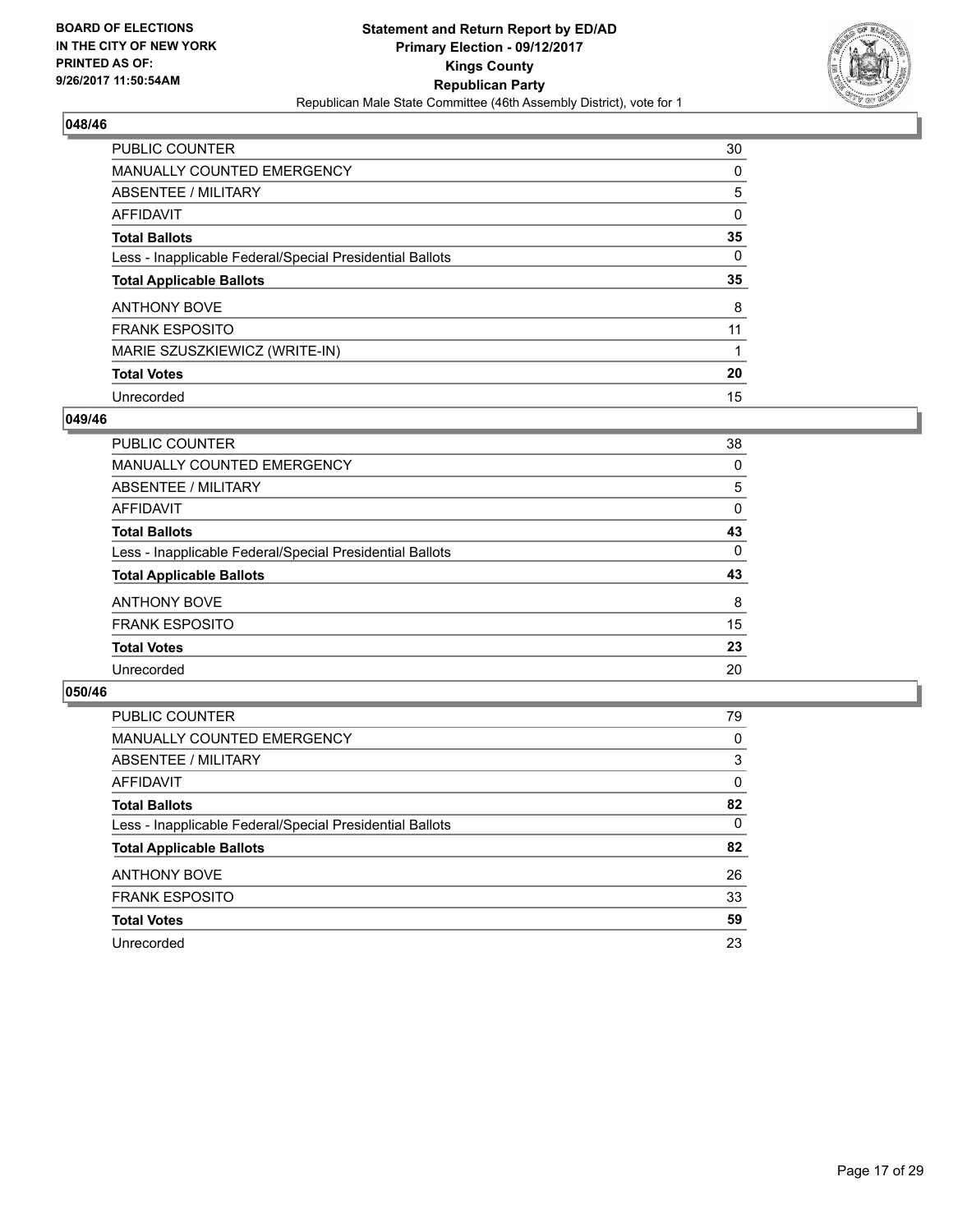## 048/46

| | |
|---|---|
| PUBLIC COUNTER | 30 |
| MANUALLY COUNTED EMERGENCY | 0 |
| ABSENTEE / MILITARY | 5 |
| AFFIDAVIT | 0 |
| **Total Ballots** | **35** |
| Less - Inapplicable Federal/Special Presidential Ballots | 0 |
| **Total Applicable Ballots** | **35** |
| ANTHONY BOVE | 8 |
| FRANK ESPOSITO | 11 |
| MARIE SZUSZKIEWICZ (WRITE-IN) | 1 |
| **Total Votes** | **20** |
| Unrecorded | 15 |

## 049/46

| | |
|---|---|
| PUBLIC COUNTER | 38 |
| MANUALLY COUNTED EMERGENCY | 0 |
| ABSENTEE / MILITARY | 5 |
| AFFIDAVIT | 0 |
| **Total Ballots** | **43** |
| Less - Inapplicable Federal/Special Presidential Ballots | 0 |
| **Total Applicable Ballots** | **43** |
| ANTHONY BOVE | 8 |
| FRANK ESPOSITO | 15 |
| **Total Votes** | **23** |
| Unrecorded | 20 |

## 050/46

| | |
|---|---|
| PUBLIC COUNTER | 79 |
| MANUALLY COUNTED EMERGENCY | 0 |
| ABSENTEE / MILITARY | 3 |
| AFFIDAVIT | 0 |
| **Total Ballots** | **82** |
| Less - Inapplicable Federal/Special Presidential Ballots | 0 |
| **Total Applicable Ballots** | **82** |
| ANTHONY BOVE | 26 |
| FRANK ESPOSITO | 33 |
| **Total Votes** | **59** |
| Unrecorded | 23 |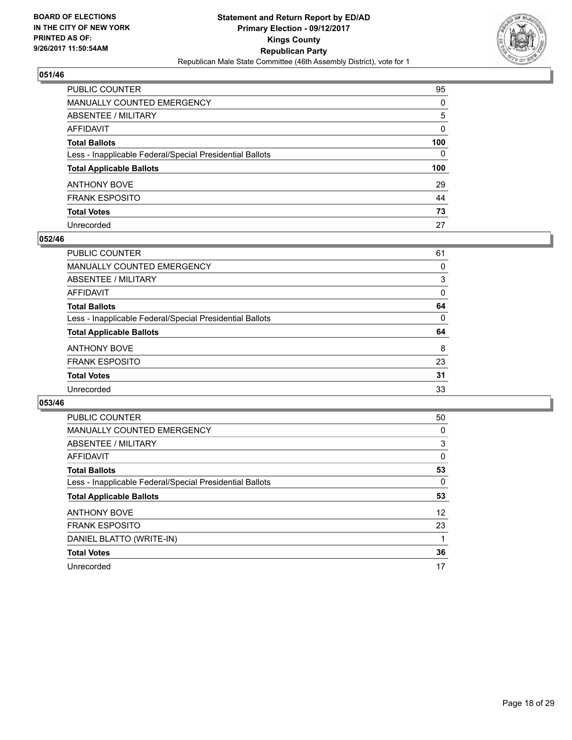BOARD OF ELECTIONS
IN THE CITY OF NEW YORK
PRINTED AS OF:
9/26/2017 11:50:54AM

**Statement and Return Report by ED/AD**
**Primary Election - 09/12/2017**
**Kings County**
**Republican Party**
Republican Male State Committee (46th Assembly District), vote for 1

## 051/46

| | |
|---|---|
| PUBLIC COUNTER | 95 |
| MANUALLY COUNTED EMERGENCY | 0 |
| ABSENTEE / MILITARY | 5 |
| AFFIDAVIT | 0 |
| **Total Ballots** | **100** |
| Less - Inapplicable Federal/Special Presidential Ballots | 0 |
| **Total Applicable Ballots** | **100** |
| ANTHONY BOVE | 29 |
| FRANK ESPOSITO | 44 |
| **Total Votes** | **73** |
| Unrecorded | 27 |

## 052/46

| | |
|---|---|
| PUBLIC COUNTER | 61 |
| MANUALLY COUNTED EMERGENCY | 0 |
| ABSENTEE / MILITARY | 3 |
| AFFIDAVIT | 0 |
| **Total Ballots** | **64** |
| Less - Inapplicable Federal/Special Presidential Ballots | 0 |
| **Total Applicable Ballots** | **64** |
| ANTHONY BOVE | 8 |
| FRANK ESPOSITO | 23 |
| **Total Votes** | **31** |
| Unrecorded | 33 |

## 053/46

| | |
|---|---|
| PUBLIC COUNTER | 50 |
| MANUALLY COUNTED EMERGENCY | 0 |
| ABSENTEE / MILITARY | 3 |
| AFFIDAVIT | 0 |
| **Total Ballots** | **53** |
| Less - Inapplicable Federal/Special Presidential Ballots | 0 |
| **Total Applicable Ballots** | **53** |
| ANTHONY BOVE | 12 |
| FRANK ESPOSITO | 23 |
| DANIEL BLATTO (WRITE-IN) | 1 |
| **Total Votes** | **36** |
| Unrecorded | 17 |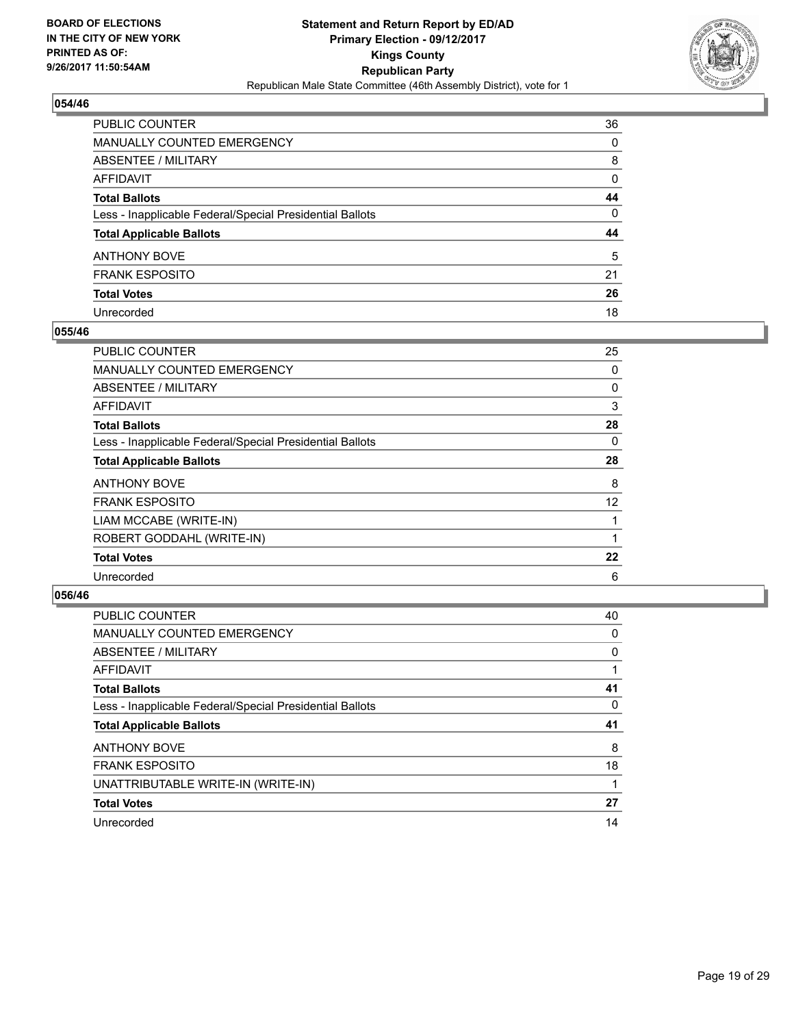BOARD OF ELECTIONS
IN THE CITY OF NEW YORK
PRINTED AS OF:
9/26/2017 11:50:54AM

**Statement and Return Report by ED/AD**
**Primary Election - 09/12/2017**
**Kings County**
**Republican Party**
Republican Male State Committee (46th Assembly District), vote for 1

### 054/46

| | |
|---|---|
| PUBLIC COUNTER | 36 |
| MANUALLY COUNTED EMERGENCY | 0 |
| ABSENTEE / MILITARY | 8 |
| AFFIDAVIT | 0 |
| **Total Ballots** | **44** |
| Less - Inapplicable Federal/Special Presidential Ballots | 0 |
| **Total Applicable Ballots** | **44** |
| ANTHONY BOVE | 5 |
| FRANK ESPOSITO | 21 |
| **Total Votes** | **26** |
| Unrecorded | 18 |

### 055/46

| | |
|---|---|
| PUBLIC COUNTER | 25 |
| MANUALLY COUNTED EMERGENCY | 0 |
| ABSENTEE / MILITARY | 0 |
| AFFIDAVIT | 3 |
| **Total Ballots** | **28** |
| Less - Inapplicable Federal/Special Presidential Ballots | 0 |
| **Total Applicable Ballots** | **28** |
| ANTHONY BOVE | 8 |
| FRANK ESPOSITO | 12 |
| LIAM MCCABE (WRITE-IN) | 1 |
| ROBERT GODDAHL (WRITE-IN) | 1 |
| **Total Votes** | **22** |
| Unrecorded | 6 |

### 056/46

| | |
|---|---|
| PUBLIC COUNTER | 40 |
| MANUALLY COUNTED EMERGENCY | 0 |
| ABSENTEE / MILITARY | 0 |
| AFFIDAVIT | 1 |
| **Total Ballots** | **41** |
| Less - Inapplicable Federal/Special Presidential Ballots | 0 |
| **Total Applicable Ballots** | **41** |
| ANTHONY BOVE | 8 |
| FRANK ESPOSITO | 18 |
| UNATTRIBUTABLE WRITE-IN (WRITE-IN) | 1 |
| **Total Votes** | **27** |
| Unrecorded | 14 |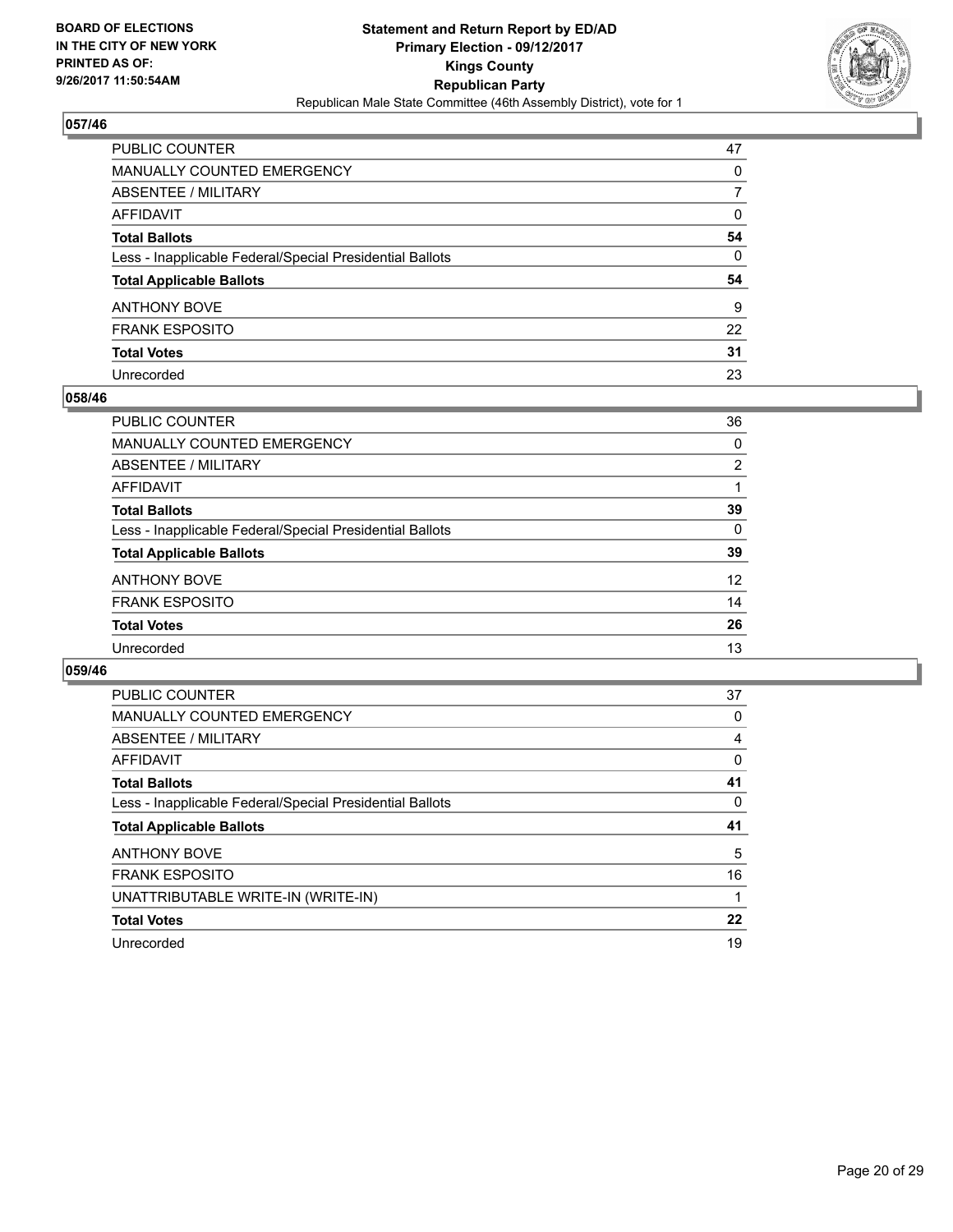**BOARD OF ELECTIONS IN THE CITY OF NEW YORK PRINTED AS OF: 9/26/2017 11:50:54AM**

**Statement and Return Report by ED/AD**
**Primary Election - 09/12/2017**
**Kings County**
**Republican Party**
Republican Male State Committee (46th Assembly District), vote for 1

### 057/46

| | |
|---|---|
| PUBLIC COUNTER | 47 |
| MANUALLY COUNTED EMERGENCY | 0 |
| ABSENTEE / MILITARY | 7 |
| AFFIDAVIT | 0 |
| **Total Ballots** | **54** |
| Less - Inapplicable Federal/Special Presidential Ballots | 0 |
| **Total Applicable Ballots** | **54** |
| ANTHONY BOVE | 9 |
| FRANK ESPOSITO | 22 |
| **Total Votes** | **31** |
| Unrecorded | 23 |

### 058/46

| | |
|---|---|
| PUBLIC COUNTER | 36 |
| MANUALLY COUNTED EMERGENCY | 0 |
| ABSENTEE / MILITARY | 2 |
| AFFIDAVIT | 1 |
| **Total Ballots** | **39** |
| Less - Inapplicable Federal/Special Presidential Ballots | 0 |
| **Total Applicable Ballots** | **39** |
| ANTHONY BOVE | 12 |
| FRANK ESPOSITO | 14 |
| **Total Votes** | **26** |
| Unrecorded | 13 |

### 059/46

| | |
|---|---|
| PUBLIC COUNTER | 37 |
| MANUALLY COUNTED EMERGENCY | 0 |
| ABSENTEE / MILITARY | 4 |
| AFFIDAVIT | 0 |
| **Total Ballots** | **41** |
| Less - Inapplicable Federal/Special Presidential Ballots | 0 |
| **Total Applicable Ballots** | **41** |
| ANTHONY BOVE | 5 |
| FRANK ESPOSITO | 16 |
| UNATTRIBUTABLE WRITE-IN (WRITE-IN) | 1 |
| **Total Votes** | **22** |
| Unrecorded | 19 |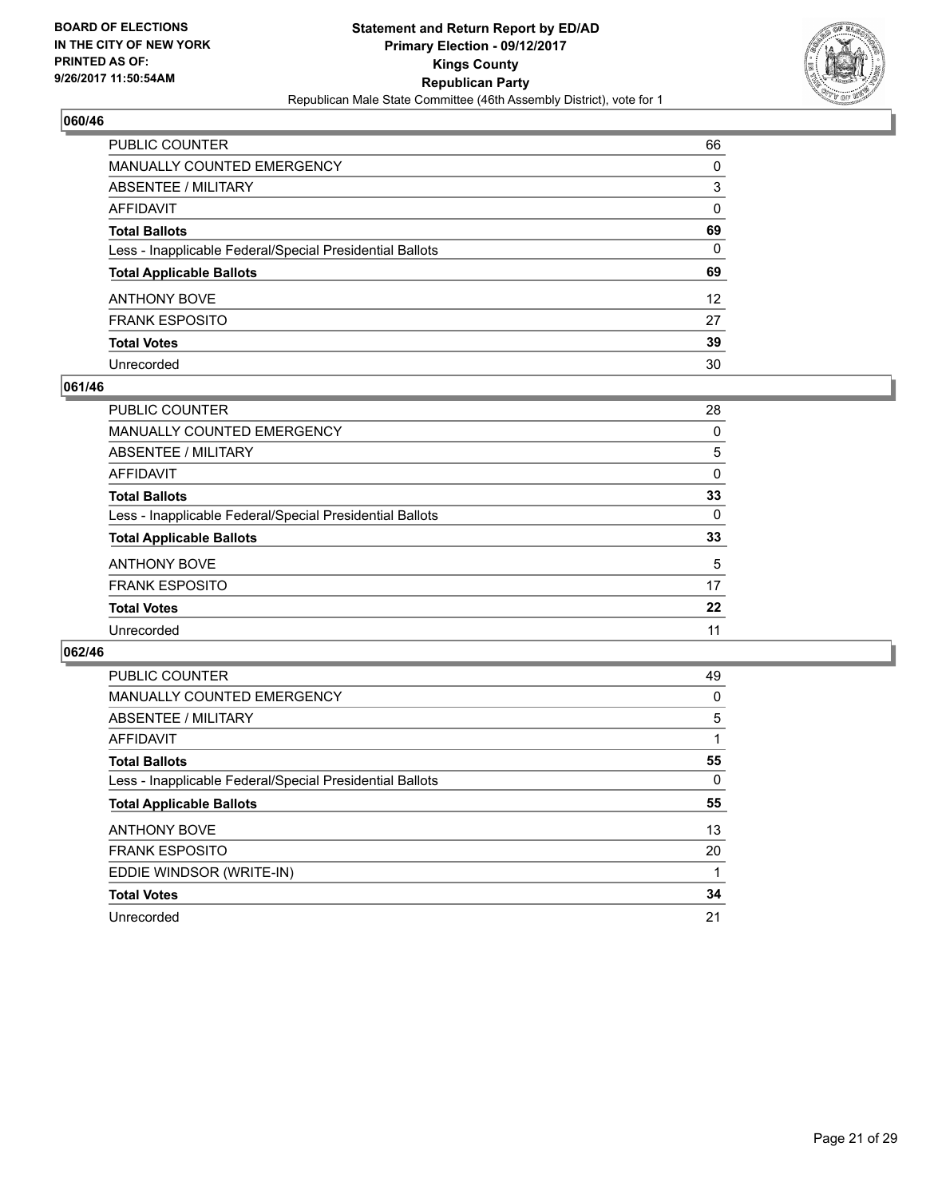**BOARD OF ELECTIONS IN THE CITY OF NEW YORK PRINTED AS OF: 9/26/2017 11:50:54AM**

**Statement and Return Report by ED/AD**
**Primary Election - 09/12/2017**
**Kings County**
**Republican Party**
Republican Male State Committee (46th Assembly District), vote for 1

### 060/46

| | |
|---|---|
| PUBLIC COUNTER | 66 |
| MANUALLY COUNTED EMERGENCY | 0 |
| ABSENTEE / MILITARY | 3 |
| AFFIDAVIT | 0 |
| **Total Ballots** | **69** |
| Less - Inapplicable Federal/Special Presidential Ballots | 0 |
| **Total Applicable Ballots** | **69** |
| ANTHONY BOVE | 12 |
| FRANK ESPOSITO | 27 |
| **Total Votes** | **39** |
| Unrecorded | 30 |

### 061/46

| | |
|---|---|
| PUBLIC COUNTER | 28 |
| MANUALLY COUNTED EMERGENCY | 0 |
| ABSENTEE / MILITARY | 5 |
| AFFIDAVIT | 0 |
| **Total Ballots** | **33** |
| Less - Inapplicable Federal/Special Presidential Ballots | 0 |
| **Total Applicable Ballots** | **33** |
| ANTHONY BOVE | 5 |
| FRANK ESPOSITO | 17 |
| **Total Votes** | **22** |
| Unrecorded | 11 |

### 062/46

| | |
|---|---|
| PUBLIC COUNTER | 49 |
| MANUALLY COUNTED EMERGENCY | 0 |
| ABSENTEE / MILITARY | 5 |
| AFFIDAVIT | 1 |
| **Total Ballots** | **55** |
| Less - Inapplicable Federal/Special Presidential Ballots | 0 |
| **Total Applicable Ballots** | **55** |
| ANTHONY BOVE | 13 |
| FRANK ESPOSITO | 20 |
| EDDIE WINDSOR (WRITE-IN) | 1 |
| **Total Votes** | **34** |
| Unrecorded | 21 |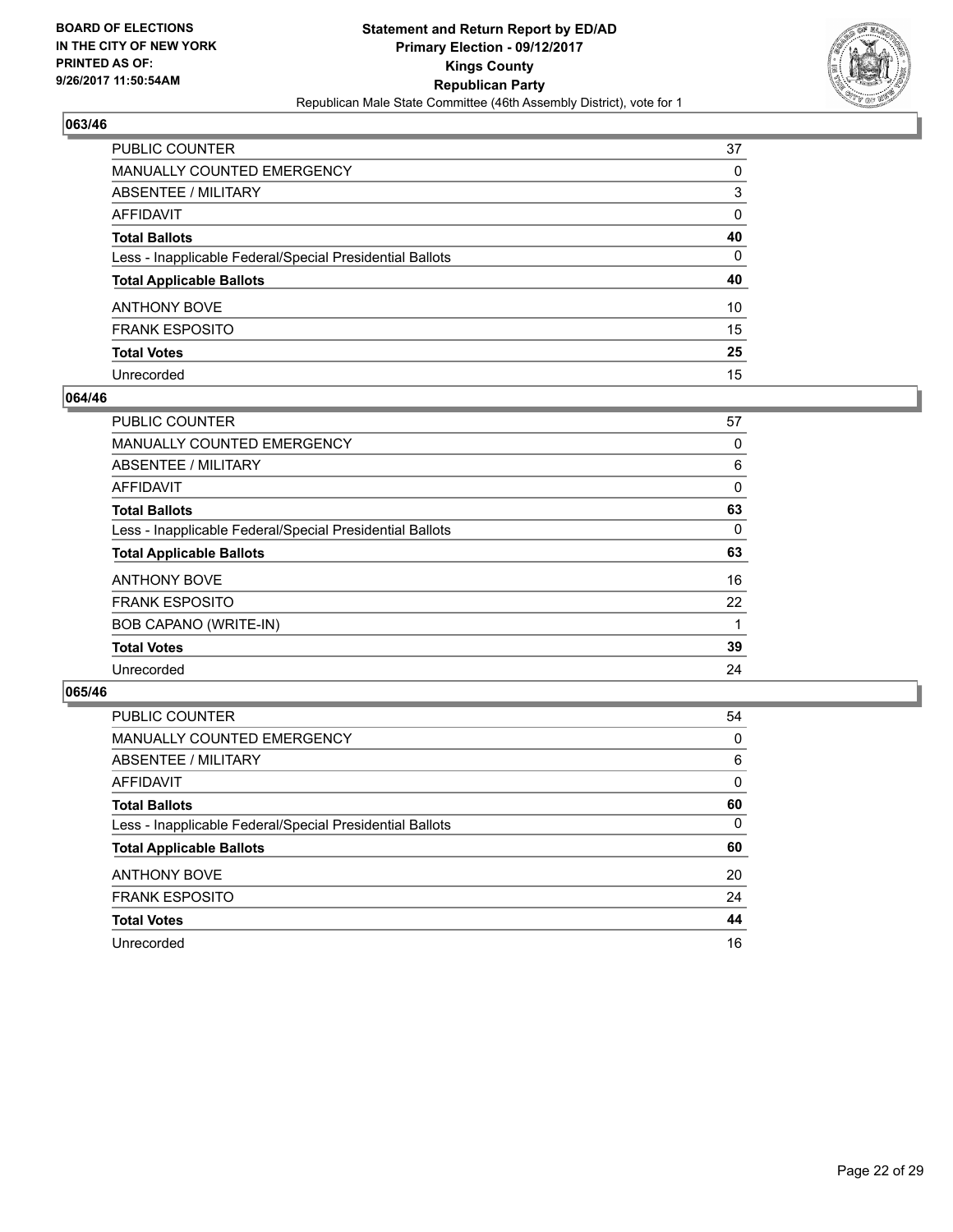BOARD OF ELECTIONS
IN THE CITY OF NEW YORK
PRINTED AS OF:
9/26/2017 11:50:54AM

**Statement and Return Report by ED/AD**
**Primary Election - 09/12/2017**
**Kings County**
**Republican Party**
Republican Male State Committee (46th Assembly District), vote for 1

### 063/46

| | |
|---|---|
| PUBLIC COUNTER | 37 |
| MANUALLY COUNTED EMERGENCY | 0 |
| ABSENTEE / MILITARY | 3 |
| AFFIDAVIT | 0 |
| **Total Ballots** | **40** |
| Less - Inapplicable Federal/Special Presidential Ballots | 0 |
| **Total Applicable Ballots** | **40** |
| ANTHONY BOVE | 10 |
| FRANK ESPOSITO | 15 |
| **Total Votes** | **25** |
| Unrecorded | 15 |

### 064/46

| | |
|---|---|
| PUBLIC COUNTER | 57 |
| MANUALLY COUNTED EMERGENCY | 0 |
| ABSENTEE / MILITARY | 6 |
| AFFIDAVIT | 0 |
| **Total Ballots** | **63** |
| Less - Inapplicable Federal/Special Presidential Ballots | 0 |
| **Total Applicable Ballots** | **63** |
| ANTHONY BOVE | 16 |
| FRANK ESPOSITO | 22 |
| BOB CAPANO (WRITE-IN) | 1 |
| **Total Votes** | **39** |
| Unrecorded | 24 |

### 065/46

| | |
|---|---|
| PUBLIC COUNTER | 54 |
| MANUALLY COUNTED EMERGENCY | 0 |
| ABSENTEE / MILITARY | 6 |
| AFFIDAVIT | 0 |
| **Total Ballots** | **60** |
| Less - Inapplicable Federal/Special Presidential Ballots | 0 |
| **Total Applicable Ballots** | **60** |
| ANTHONY BOVE | 20 |
| FRANK ESPOSITO | 24 |
| **Total Votes** | **44** |
| Unrecorded | 16 |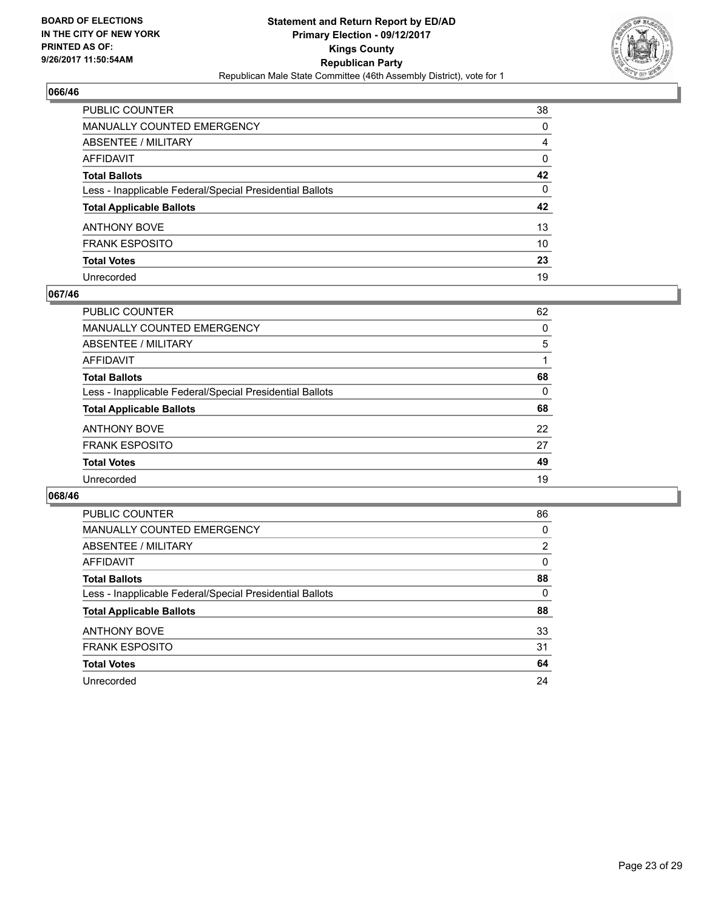BOARD OF ELECTIONS
IN THE CITY OF NEW YORK
PRINTED AS OF:
9/26/2017 11:50:54AM

**Statement and Return Report by ED/AD**
**Primary Election - 09/12/2017**
**Kings County**
**Republican Party**
Republican Male State Committee (46th Assembly District), vote for 1

## 066/46

| | |
|---|---|
| PUBLIC COUNTER | 38 |
| MANUALLY COUNTED EMERGENCY | 0 |
| ABSENTEE / MILITARY | 4 |
| AFFIDAVIT | 0 |
| **Total Ballots** | **42** |
| Less - Inapplicable Federal/Special Presidential Ballots | 0 |
| **Total Applicable Ballots** | **42** |
| ANTHONY BOVE | 13 |
| FRANK ESPOSITO | 10 |
| **Total Votes** | **23** |
| Unrecorded | 19 |

## 067/46

| | |
|---|---|
| PUBLIC COUNTER | 62 |
| MANUALLY COUNTED EMERGENCY | 0 |
| ABSENTEE / MILITARY | 5 |
| AFFIDAVIT | 1 |
| **Total Ballots** | **68** |
| Less - Inapplicable Federal/Special Presidential Ballots | 0 |
| **Total Applicable Ballots** | **68** |
| ANTHONY BOVE | 22 |
| FRANK ESPOSITO | 27 |
| **Total Votes** | **49** |
| Unrecorded | 19 |

## 068/46

| | |
|---|---|
| PUBLIC COUNTER | 86 |
| MANUALLY COUNTED EMERGENCY | 0 |
| ABSENTEE / MILITARY | 2 |
| AFFIDAVIT | 0 |
| **Total Ballots** | **88** |
| Less - Inapplicable Federal/Special Presidential Ballots | 0 |
| **Total Applicable Ballots** | **88** |
| ANTHONY BOVE | 33 |
| FRANK ESPOSITO | 31 |
| **Total Votes** | **64** |
| Unrecorded | 24 |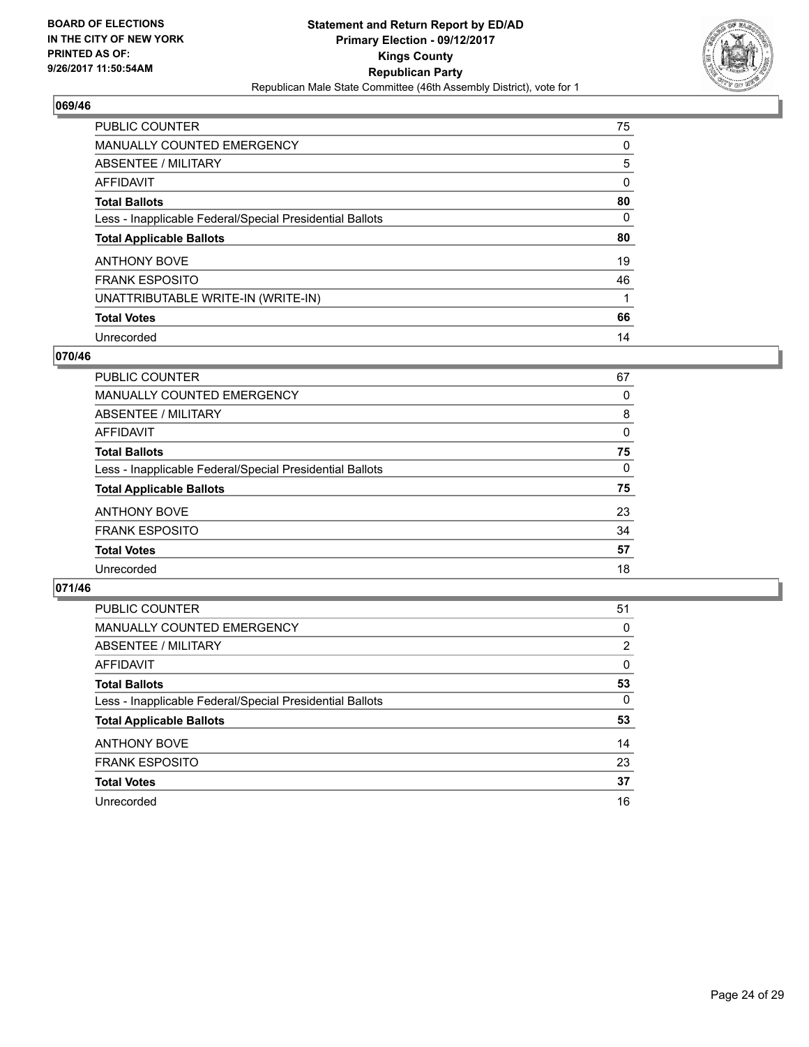BOARD OF ELECTIONS
IN THE CITY OF NEW YORK
PRINTED AS OF:
9/26/2017 11:50:54AM

**Statement and Return Report by ED/AD**
**Primary Election - 09/12/2017**
**Kings County**
**Republican Party**
Republican Male State Committee (46th Assembly District), vote for 1

## 069/46

| | |
|---|---|
| PUBLIC COUNTER | 75 |
| MANUALLY COUNTED EMERGENCY | 0 |
| ABSENTEE / MILITARY | 5 |
| AFFIDAVIT | 0 |
| **Total Ballots** | **80** |
| Less - Inapplicable Federal/Special Presidential Ballots | 0 |
| **Total Applicable Ballots** | **80** |
| ANTHONY BOVE | 19 |
| FRANK ESPOSITO | 46 |
| UNATTRIBUTABLE WRITE-IN (WRITE-IN) | 1 |
| **Total Votes** | **66** |
| Unrecorded | 14 |

## 070/46

| | |
|---|---|
| PUBLIC COUNTER | 67 |
| MANUALLY COUNTED EMERGENCY | 0 |
| ABSENTEE / MILITARY | 8 |
| AFFIDAVIT | 0 |
| **Total Ballots** | **75** |
| Less - Inapplicable Federal/Special Presidential Ballots | 0 |
| **Total Applicable Ballots** | **75** |
| ANTHONY BOVE | 23 |
| FRANK ESPOSITO | 34 |
| **Total Votes** | **57** |
| Unrecorded | 18 |

## 071/46

| | |
|---|---|
| PUBLIC COUNTER | 51 |
| MANUALLY COUNTED EMERGENCY | 0 |
| ABSENTEE / MILITARY | 2 |
| AFFIDAVIT | 0 |
| **Total Ballots** | **53** |
| Less - Inapplicable Federal/Special Presidential Ballots | 0 |
| **Total Applicable Ballots** | **53** |
| ANTHONY BOVE | 14 |
| FRANK ESPOSITO | 23 |
| **Total Votes** | **37** |
| Unrecorded | 16 |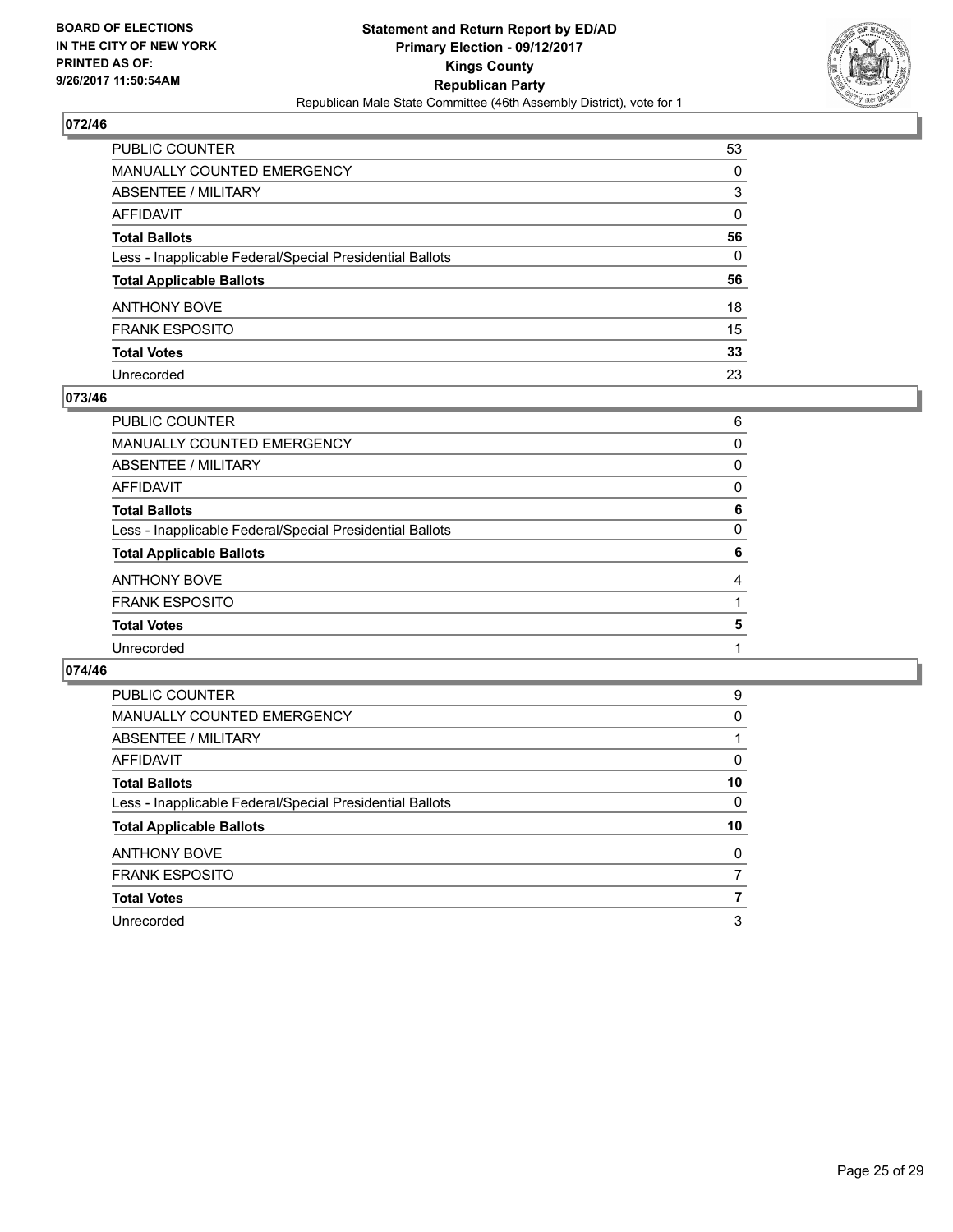**Statement and Return Report by ED/AD**
**Primary Election - 09/12/2017**
**Kings County**
**Republican Party**
Republican Male State Committee (46th Assembly District), vote for 1

BOARD OF ELECTIONS
IN THE CITY OF NEW YORK
PRINTED AS OF:
9/26/2017 11:50:54AM

## 072/46

| | |
|---|---|
| PUBLIC COUNTER | 53 |
| MANUALLY COUNTED EMERGENCY | 0 |
| ABSENTEE / MILITARY | 3 |
| AFFIDAVIT | 0 |
| **Total Ballots** | **56** |
| Less - Inapplicable Federal/Special Presidential Ballots | 0 |
| **Total Applicable Ballots** | **56** |
| ANTHONY BOVE | 18 |
| FRANK ESPOSITO | 15 |
| **Total Votes** | **33** |
| Unrecorded | 23 |

## 073/46

| | |
|---|---|
| PUBLIC COUNTER | 6 |
| MANUALLY COUNTED EMERGENCY | 0 |
| ABSENTEE / MILITARY | 0 |
| AFFIDAVIT | 0 |
| **Total Ballots** | **6** |
| Less - Inapplicable Federal/Special Presidential Ballots | 0 |
| **Total Applicable Ballots** | **6** |
| ANTHONY BOVE | 4 |
| FRANK ESPOSITO | 1 |
| **Total Votes** | **5** |
| Unrecorded | 1 |

## 074/46

| | |
|---|---|
| PUBLIC COUNTER | 9 |
| MANUALLY COUNTED EMERGENCY | 0 |
| ABSENTEE / MILITARY | 1 |
| AFFIDAVIT | 0 |
| **Total Ballots** | **10** |
| Less - Inapplicable Federal/Special Presidential Ballots | 0 |
| **Total Applicable Ballots** | **10** |
| ANTHONY BOVE | 0 |
| FRANK ESPOSITO | 7 |
| **Total Votes** | **7** |
| Unrecorded | 3 |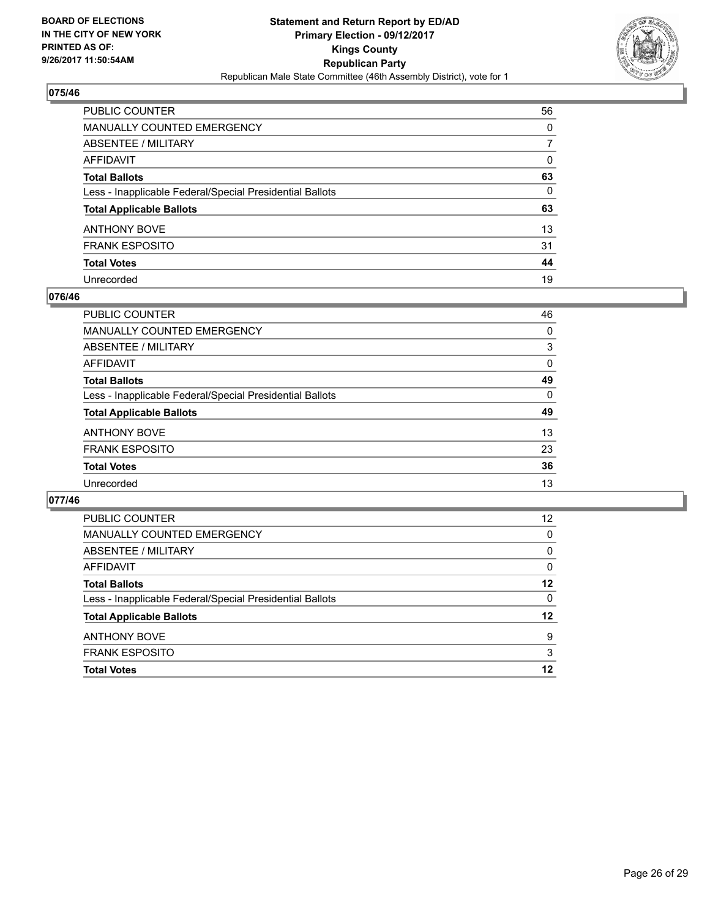BOARD OF ELECTIONS
IN THE CITY OF NEW YORK
PRINTED AS OF:
9/26/2017 11:50:54AM

**Statement and Return Report by ED/AD**
**Primary Election - 09/12/2017**
**Kings County**
**Republican Party**
Republican Male State Committee (46th Assembly District), vote for 1

### 075/46

| | |
|---|---|
| PUBLIC COUNTER | 56 |
| MANUALLY COUNTED EMERGENCY | 0 |
| ABSENTEE / MILITARY | 7 |
| AFFIDAVIT | 0 |
| **Total Ballots** | **63** |
| Less - Inapplicable Federal/Special Presidential Ballots | 0 |
| **Total Applicable Ballots** | **63** |
| ANTHONY BOVE | 13 |
| FRANK ESPOSITO | 31 |
| **Total Votes** | **44** |
| Unrecorded | 19 |

### 076/46

| | |
|---|---|
| PUBLIC COUNTER | 46 |
| MANUALLY COUNTED EMERGENCY | 0 |
| ABSENTEE / MILITARY | 3 |
| AFFIDAVIT | 0 |
| **Total Ballots** | **49** |
| Less - Inapplicable Federal/Special Presidential Ballots | 0 |
| **Total Applicable Ballots** | **49** |
| ANTHONY BOVE | 13 |
| FRANK ESPOSITO | 23 |
| **Total Votes** | **36** |
| Unrecorded | 13 |

### 077/46

| | |
|---|---|
| PUBLIC COUNTER | 12 |
| MANUALLY COUNTED EMERGENCY | 0 |
| ABSENTEE / MILITARY | 0 |
| AFFIDAVIT | 0 |
| **Total Ballots** | **12** |
| Less - Inapplicable Federal/Special Presidential Ballots | 0 |
| **Total Applicable Ballots** | **12** |
| ANTHONY BOVE | 9 |
| FRANK ESPOSITO | 3 |
| **Total Votes** | **12** |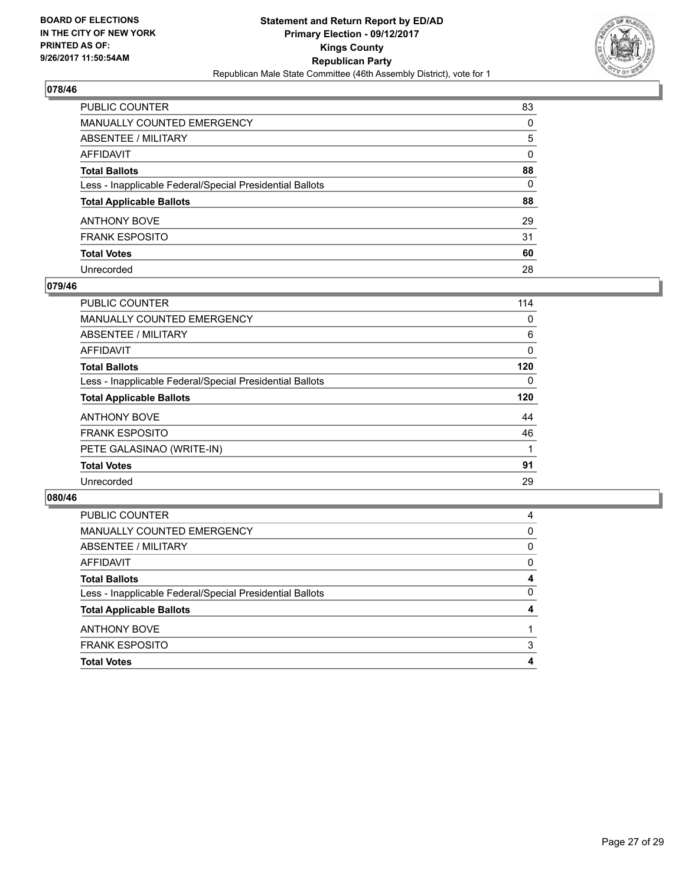**BOARD OF ELECTIONS IN THE CITY OF NEW YORK PRINTED AS OF: 9/26/2017 11:50:54AM**

**Statement and Return Report by ED/AD**
**Primary Election - 09/12/2017**
**Kings County**
**Republican Party**
Republican Male State Committee (46th Assembly District), vote for 1

## 078/46

| | |
|---|---|
| PUBLIC COUNTER | 83 |
| MANUALLY COUNTED EMERGENCY | 0 |
| ABSENTEE / MILITARY | 5 |
| AFFIDAVIT | 0 |
| **Total Ballots** | **88** |
| Less - Inapplicable Federal/Special Presidential Ballots | 0 |
| **Total Applicable Ballots** | **88** |
| ANTHONY BOVE | 29 |
| FRANK ESPOSITO | 31 |
| **Total Votes** | **60** |
| Unrecorded | 28 |

## 079/46

| | |
|---|---|
| PUBLIC COUNTER | 114 |
| MANUALLY COUNTED EMERGENCY | 0 |
| ABSENTEE / MILITARY | 6 |
| AFFIDAVIT | 0 |
| **Total Ballots** | **120** |
| Less - Inapplicable Federal/Special Presidential Ballots | 0 |
| **Total Applicable Ballots** | **120** |
| ANTHONY BOVE | 44 |
| FRANK ESPOSITO | 46 |
| PETE GALASINAO (WRITE-IN) | 1 |
| **Total Votes** | **91** |
| Unrecorded | 29 |

## 080/46

| | |
|---|---|
| PUBLIC COUNTER | 4 |
| MANUALLY COUNTED EMERGENCY | 0 |
| ABSENTEE / MILITARY | 0 |
| AFFIDAVIT | 0 |
| **Total Ballots** | **4** |
| Less - Inapplicable Federal/Special Presidential Ballots | 0 |
| **Total Applicable Ballots** | **4** |
| ANTHONY BOVE | 1 |
| FRANK ESPOSITO | 3 |
| **Total Votes** | **4** |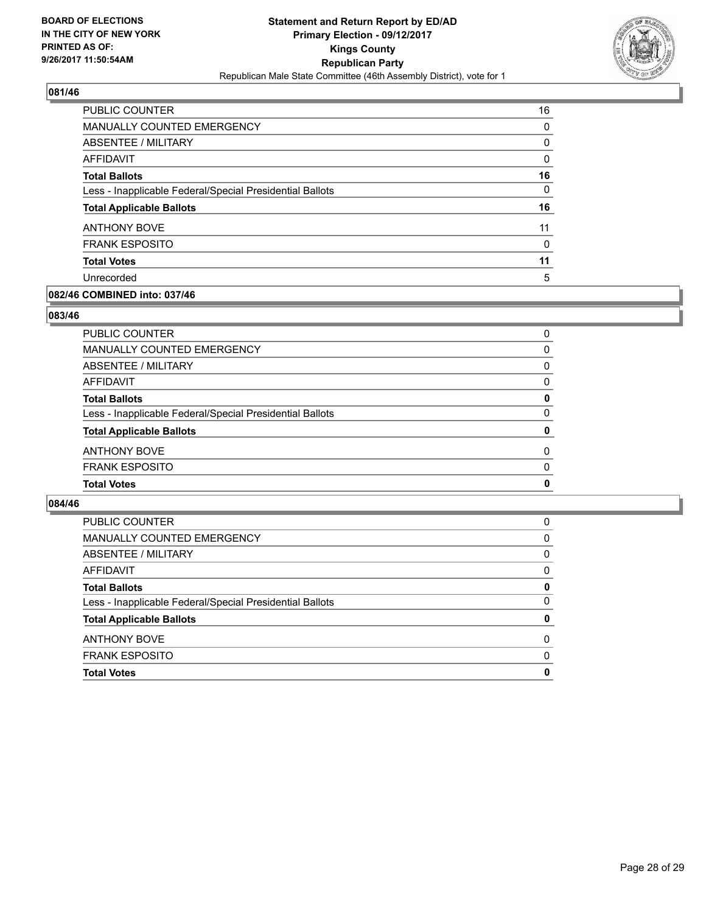## 081/46

| | |
|---|---|
| PUBLIC COUNTER | 16 |
| MANUALLY COUNTED EMERGENCY | 0 |
| ABSENTEE / MILITARY | 0 |
| AFFIDAVIT | 0 |
| **Total Ballots** | **16** |
| Less - Inapplicable Federal/Special Presidential Ballots | 0 |
| **Total Applicable Ballots** | **16** |
| ANTHONY BOVE | 11 |
| FRANK ESPOSITO | 0 |
| **Total Votes** | **11** |
| Unrecorded | 5 |

## 082/46 COMBINED into: 037/46

## 083/46

| | |
|---|---|
| PUBLIC COUNTER | 0 |
| MANUALLY COUNTED EMERGENCY | 0 |
| ABSENTEE / MILITARY | 0 |
| AFFIDAVIT | 0 |
| **Total Ballots** | **0** |
| Less - Inapplicable Federal/Special Presidential Ballots | 0 |
| **Total Applicable Ballots** | **0** |
| ANTHONY BOVE | 0 |
| FRANK ESPOSITO | 0 |
| **Total Votes** | **0** |

## 084/46

| | |
|---|---|
| PUBLIC COUNTER | 0 |
| MANUALLY COUNTED EMERGENCY | 0 |
| ABSENTEE / MILITARY | 0 |
| AFFIDAVIT | 0 |
| **Total Ballots** | **0** |
| Less - Inapplicable Federal/Special Presidential Ballots | 0 |
| **Total Applicable Ballots** | **0** |
| ANTHONY BOVE | 0 |
| FRANK ESPOSITO | 0 |
| **Total Votes** | **0** |